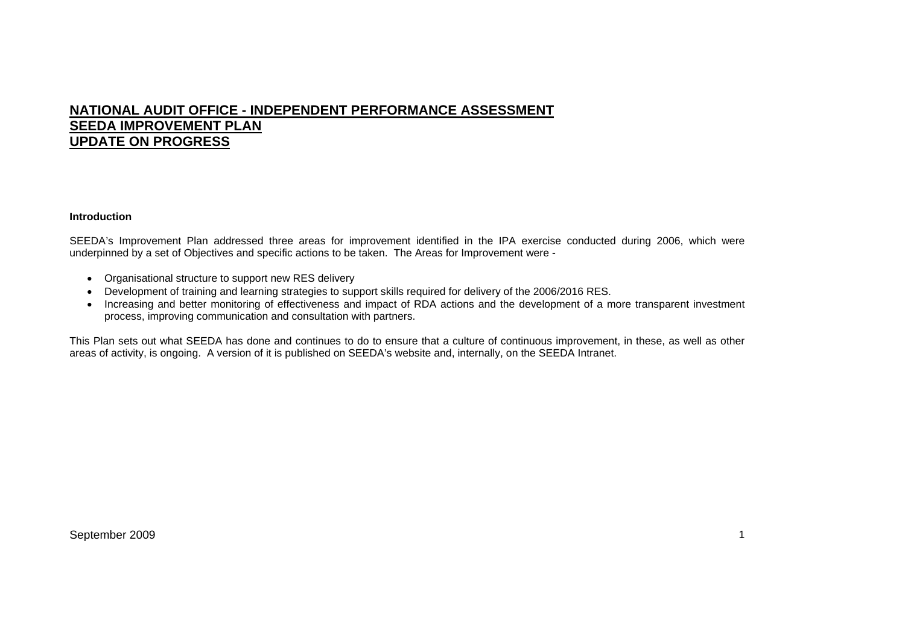# NATIONAL AUDIT OFFICE - INDEPENDENT PERFORMANCE ASSESSMENT
# SEEDA IMPROVEMENT PLAN
# UPDATE ON PROGRESS

**Introduction**

SEEDA's Improvement Plan addressed three areas for improvement identified in the IPA exercise conducted during 2006, which were underpinned by a set of Objectives and specific actions to be taken. The Areas for Improvement were -

- Organisational structure to support new RES delivery
- Development of training and learning strategies to support skills required for delivery of the 2006/2016 RES.
- Increasing and better monitoring of effectiveness and impact of RDA actions and the development of a more transparent investment process, improving communication and consultation with partners.

This Plan sets out what SEEDA has done and continues to do to ensure that a culture of continuous improvement, in these, as well as other areas of activity, is ongoing. A version of it is published on SEEDA's website and, internally, on the SEEDA Intranet.

September 2009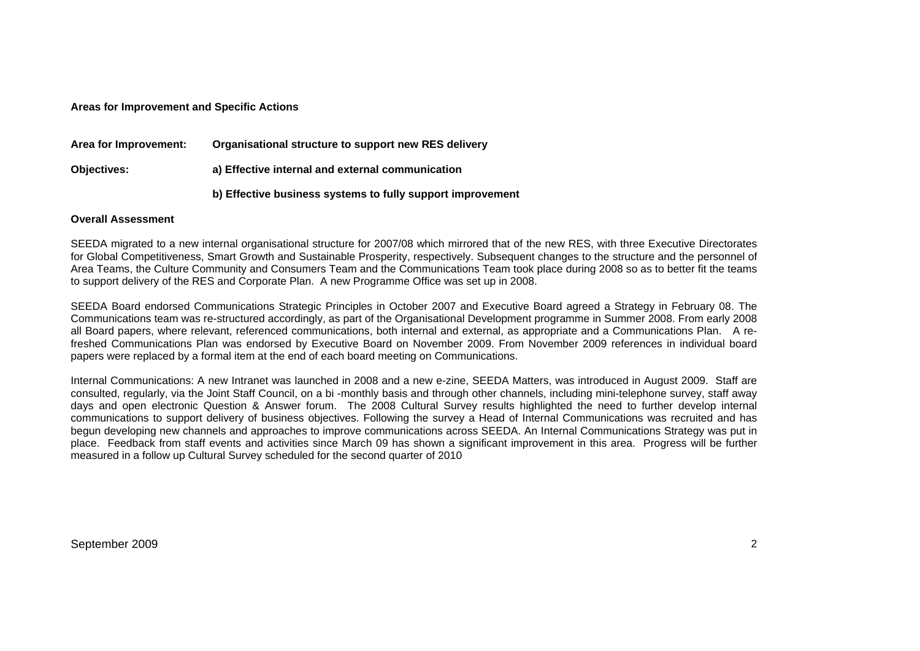**Areas for Improvement and Specific Actions**

**Area for Improvement:** **Organisational structure to support new RES delivery**

**Objectives:** **a) Effective internal and external communication**

**b) Effective business systems to fully support improvement**

**Overall Assessment**

SEEDA migrated to a new internal organisational structure for 2007/08 which mirrored that of the new RES, with three Executive Directorates for Global Competitiveness, Smart Growth and Sustainable Prosperity, respectively. Subsequent changes to the structure and the personnel of Area Teams, the Culture Community and Consumers Team and the Communications Team took place during 2008 so as to better fit the teams to support delivery of the RES and Corporate Plan. A new Programme Office was set up in 2008.

SEEDA Board endorsed Communications Strategic Principles in October 2007 and Executive Board agreed a Strategy in February 08. The Communications team was re-structured accordingly, as part of the Organisational Development programme in Summer 2008. From early 2008 all Board papers, where relevant, referenced communications, both internal and external, as appropriate and a Communications Plan. A re-freshed Communications Plan was endorsed by Executive Board on November 2009. From November 2009 references in individual board papers were replaced by a formal item at the end of each board meeting on Communications.

Internal Communications: A new Intranet was launched in 2008 and a new e-zine, SEEDA Matters, was introduced in August 2009. Staff are consulted, regularly, via the Joint Staff Council, on a bi -monthly basis and through other channels, including mini-telephone survey, staff away days and open electronic Question & Answer forum. The 2008 Cultural Survey results highlighted the need to further develop internal communications to support delivery of business objectives. Following the survey a Head of Internal Communications was recruited and has begun developing new channels and approaches to improve communications across SEEDA. An Internal Communications Strategy was put in place. Feedback from staff events and activities since March 09 has shown a significant improvement in this area. Progress will be further measured in a follow up Cultural Survey scheduled for the second quarter of 2010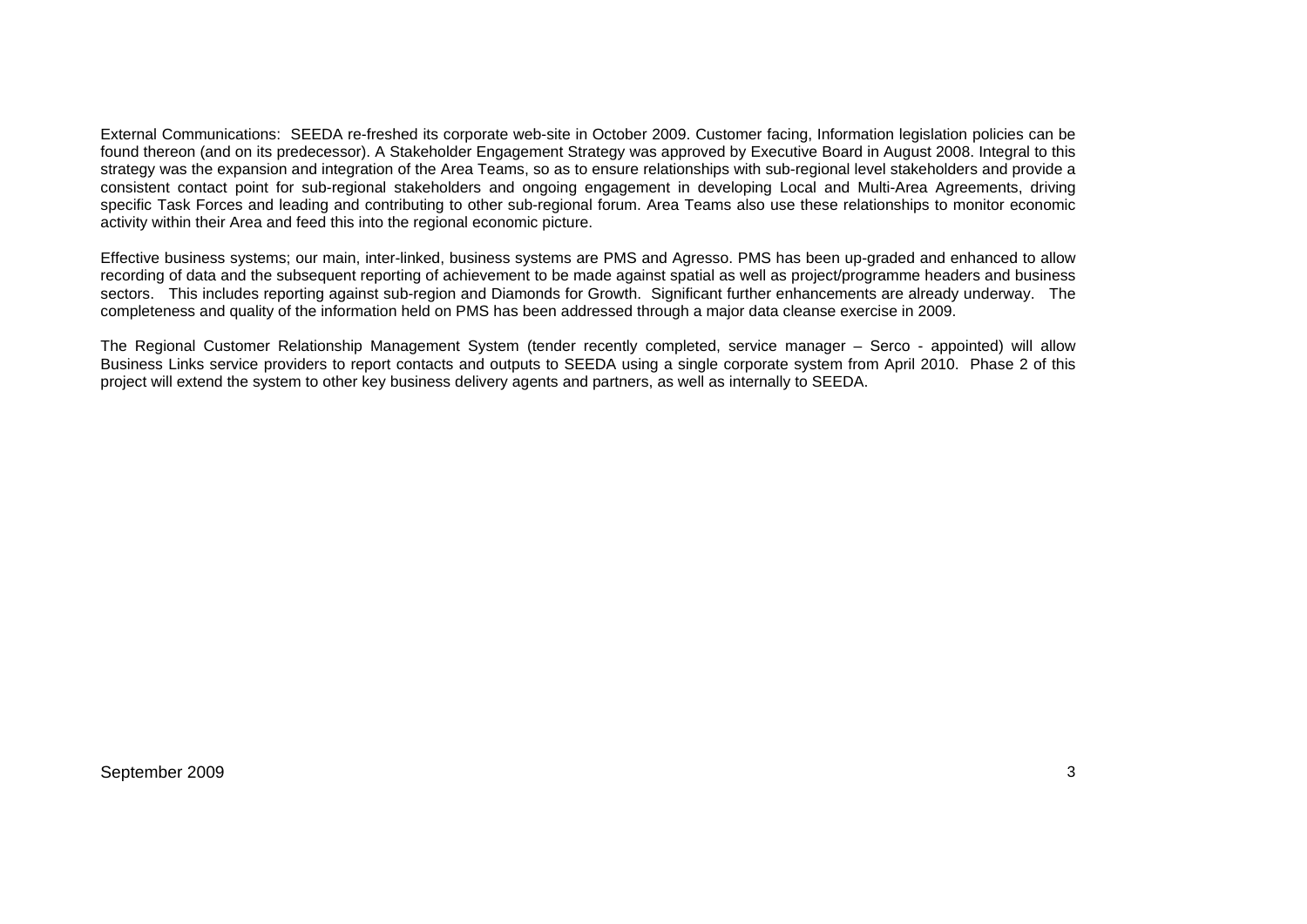External Communications: SEEDA re-freshed its corporate web-site in October 2009. Customer facing, Information legislation policies can be found thereon (and on its predecessor). A Stakeholder Engagement Strategy was approved by Executive Board in August 2008. Integral to this strategy was the expansion and integration of the Area Teams, so as to ensure relationships with sub-regional level stakeholders and provide a consistent contact point for sub-regional stakeholders and ongoing engagement in developing Local and Multi-Area Agreements, driving specific Task Forces and leading and contributing to other sub-regional forum. Area Teams also use these relationships to monitor economic activity within their Area and feed this into the regional economic picture.

Effective business systems; our main, inter-linked, business systems are PMS and Agresso. PMS has been up-graded and enhanced to allow recording of data and the subsequent reporting of achievement to be made against spatial as well as project/programme headers and business sectors. This includes reporting against sub-region and Diamonds for Growth. Significant further enhancements are already underway. The completeness and quality of the information held on PMS has been addressed through a major data cleanse exercise in 2009.

The Regional Customer Relationship Management System (tender recently completed, service manager – Serco - appointed) will allow Business Links service providers to report contacts and outputs to SEEDA using a single corporate system from April 2010. Phase 2 of this project will extend the system to other key business delivery agents and partners, as well as internally to SEEDA.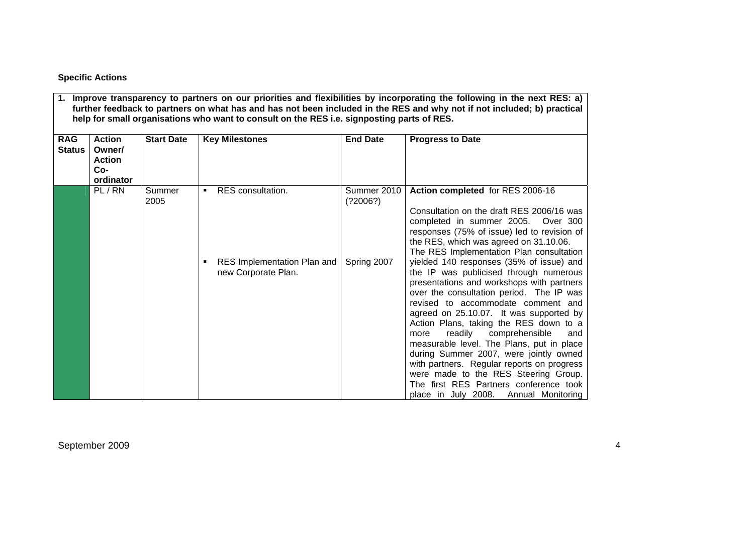**Specific Actions**

**1. Improve transparency to partners on our priorities and flexibilities by incorporating the following in the next RES: a) further feedback to partners on what has and has not been included in the RES and why not if not included; b) practical help for small organisations who want to consult on the RES i.e. signposting parts of RES.**

| RAG Status | Action Owner/ Action Co-ordinator | Start Date | Key Milestones | End Date | Progress to Date |
|---|---|---|---|---|---|
| | PL / RN | Summer 2005 | ▪ RES consultation.<br><br>▪ RES Implementation Plan and new Corporate Plan. | Summer 2010 (?2006?)<br><br>Spring 2007 | **Action completed** for RES 2006-16<br><br>Consultation on the draft RES 2006/16 was completed in summer 2005. Over 300 responses (75% of issue) led to revision of the RES, which was agreed on 31.10.06. The RES Implementation Plan consultation yielded 140 responses (35% of issue) and the IP was publicised through numerous presentations and workshops with partners over the consultation period. The IP was revised to accommodate comment and agreed on 25.10.07. It was supported by Action Plans, taking the RES down to a more readily comprehensible and measurable level. The Plans, put in place during Summer 2007, were jointly owned with partners. Regular reports on progress were made to the RES Steering Group. The first RES Partners conference took place in July 2008. Annual Monitoring |

September 2009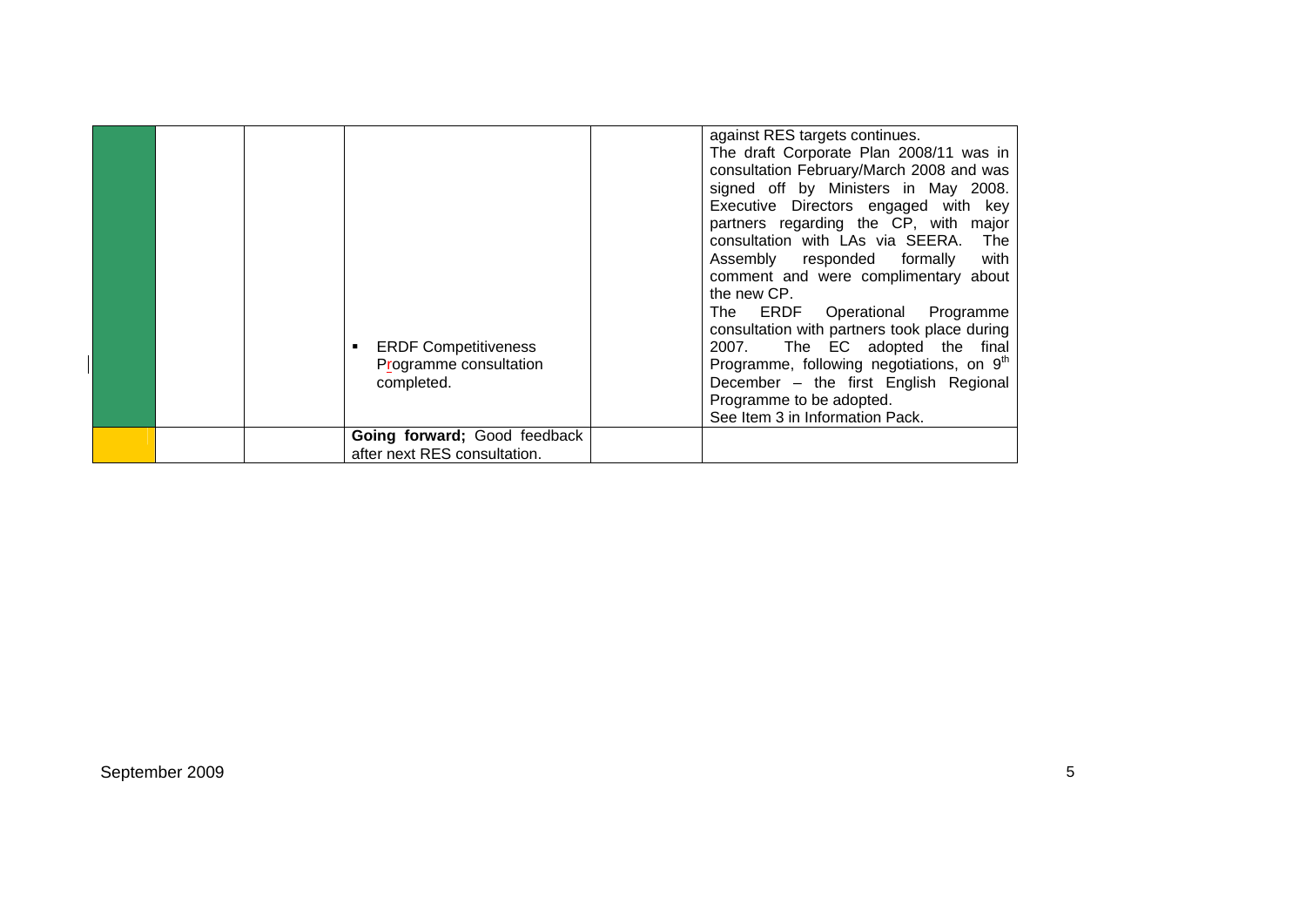| | | | | | |
|---|---|---|---|---|---|
| | | | ▪ ERDF Competitiveness Programme consultation completed. | | against RES targets continues.<br>The draft Corporate Plan 2008/11 was in consultation February/March 2008 and was signed off by Ministers in May 2008. Executive Directors engaged with key partners regarding the CP, with major consultation with LAs via SEERA. The Assembly responded formally with comment and were complimentary about the new CP.<br>The ERDF Operational Programme consultation with partners took place during 2007. The EC adopted the final Programme, following negotiations, on 9th December – the first English Regional Programme to be adopted.<br>See Item 3 in Information Pack. |
| | | | **Going forward;** Good feedback after next RES consultation. | | |

September 2009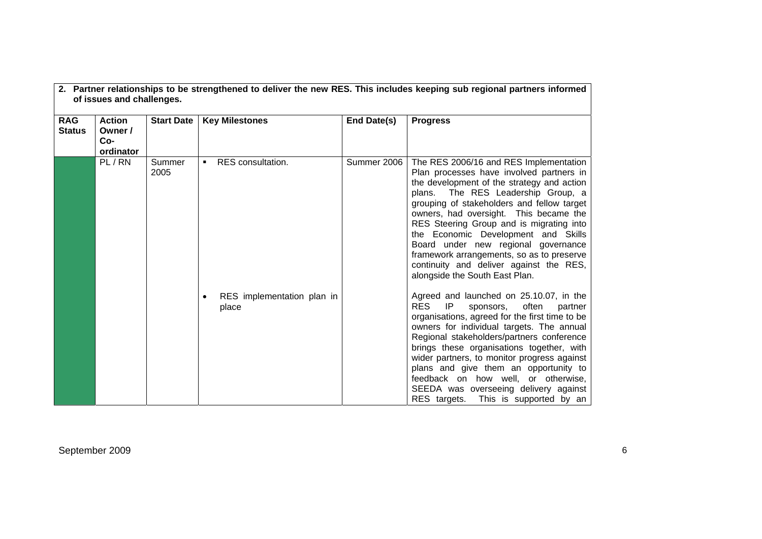**2. Partner relationships to be strengthened to deliver the new RES. This includes keeping sub regional partners informed of issues and challenges.**

| RAG Status | Action Owner / Co-ordinator | Start Date | Key Milestones | End Date(s) | Progress |
|---|---|---|---|---|---|
| | PL / RN | Summer 2005 | ▪ RES consultation. | Summer 2006 | The RES 2006/16 and RES Implementation Plan processes have involved partners in the development of the strategy and action plans. The RES Leadership Group, a grouping of stakeholders and fellow target owners, had oversight. This became the RES Steering Group and is migrating into the Economic Development and Skills Board under new regional governance framework arrangements, so as to preserve continuity and deliver against the RES, alongside the South East Plan. |
| | | | • RES implementation plan in place | | Agreed and launched on 25.10.07, in the RES IP sponsors, often partner organisations, agreed for the first time to be owners for individual targets. The annual Regional stakeholders/partners conference brings these organisations together, with wider partners, to monitor progress against plans and give them an opportunity to feedback on how well, or otherwise, SEEDA was overseeing delivery against RES targets. This is supported by an |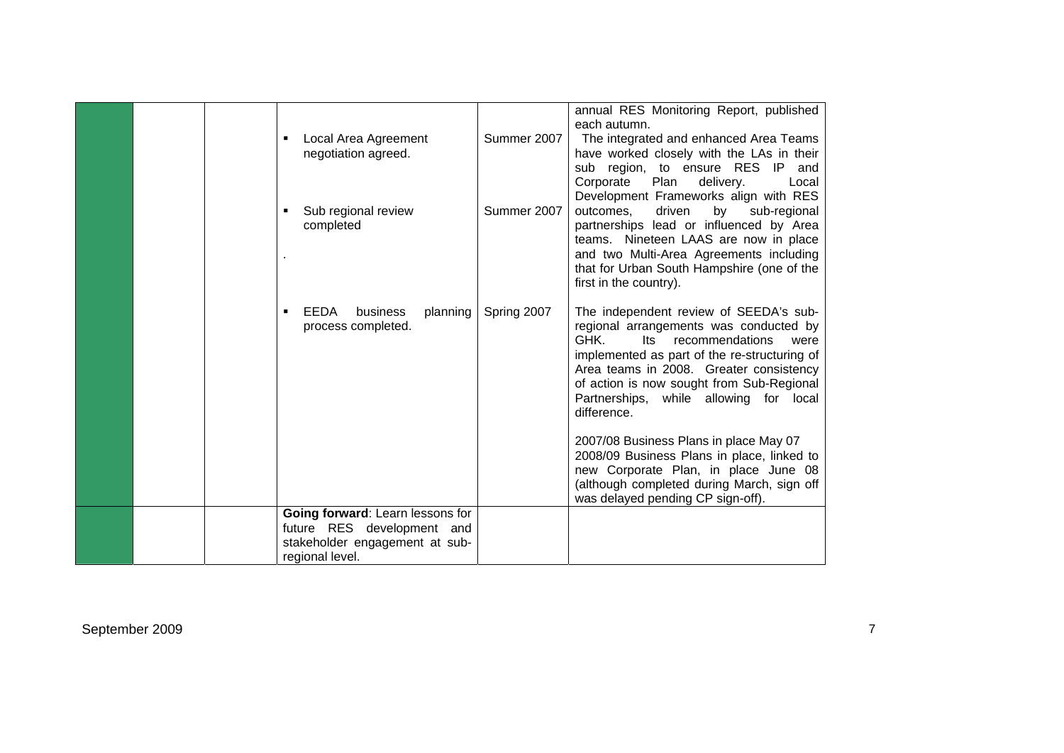| | | | | | |
|---|---|---|---|---|---|
| | | | ▪ Local Area Agreement negotiation agreed.<br><br>▪ Sub regional review completed<br><br>.<br><br>▪ EEDA business planning process completed. | Summer 2007<br><br>Summer 2007<br><br>Spring 2007 | annual RES Monitoring Report, published each autumn.<br>The integrated and enhanced Area Teams have worked closely with the LAs in their sub region, to ensure RES IP and Corporate Plan delivery. Local Development Frameworks align with RES outcomes, driven by sub-regional partnerships lead or influenced by Area teams. Nineteen LAAS are now in place and two Multi-Area Agreements including that for Urban South Hampshire (one of the first in the country).<br><br>The independent review of SEEDA's sub-regional arrangements was conducted by GHK. Its recommendations were implemented as part of the re-structuring of Area teams in 2008. Greater consistency of action is now sought from Sub-Regional Partnerships, while allowing for local difference.<br><br>2007/08 Business Plans in place May 07<br>2008/09 Business Plans in place, linked to new Corporate Plan, in place June 08 (although completed during March, sign off was delayed pending CP sign-off). |
| | | | **Going forward**: Learn lessons for future RES development and stakeholder engagement at sub-regional level. | | |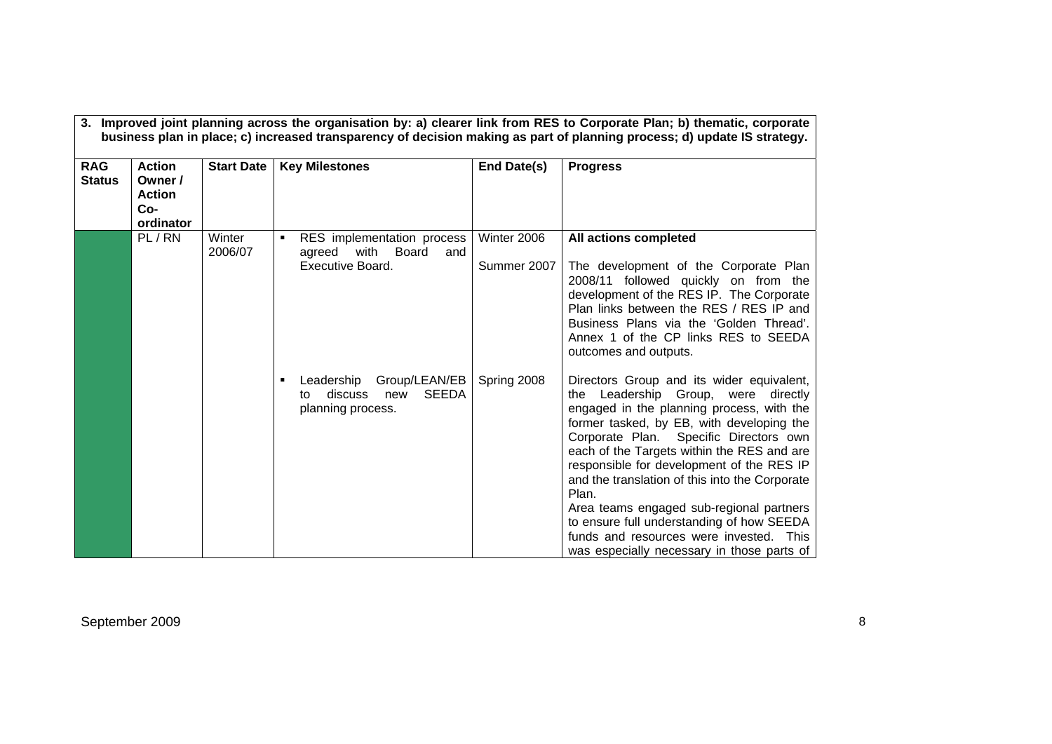| 3. Improved joint planning across the organisation by: a) clearer link from RES to Corporate Plan; b) thematic, corporate business plan in place; c) increased transparency of decision making as part of planning process; d) update IS strategy. | | | | | |
|---|---|---|---|---|---|
| **RAG Status** | **Action Owner / Action Co-ordinator** | **Start Date** | **Key Milestones** | **End Date(s)** | **Progress** |
| | PL / RN | Winter 2006/07 | ▪ RES implementation process agreed with Board and Executive Board. | Winter 2006<br><br>Summer 2007 | **All actions completed**<br><br>The development of the Corporate Plan 2008/11 followed quickly on from the development of the RES IP. The Corporate Plan links between the RES / RES IP and Business Plans via the 'Golden Thread'. Annex 1 of the CP links RES to SEEDA outcomes and outputs. |
| | | | ▪ Leadership Group/LEAN/EB to discuss new SEEDA planning process. | Spring 2008 | Directors Group and its wider equivalent, the Leadership Group, were directly engaged in the planning process, with the former tasked, by EB, with developing the Corporate Plan. Specific Directors own each of the Targets within the RES and are responsible for development of the RES IP and the translation of this into the Corporate Plan.<br>Area teams engaged sub-regional partners to ensure full understanding of how SEEDA funds and resources were invested. This was especially necessary in those parts of |

September 2009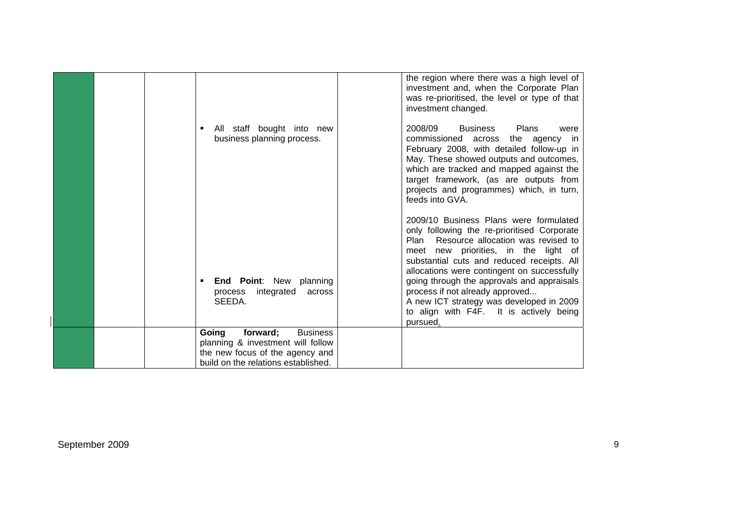| | | | | | |
|---|---|---|---|---|---|
| | | | ▪ All staff bought into new business planning process.<br><br>▪ **End Point**: New planning process integrated across SEEDA. | | the region where there was a high level of investment and, when the Corporate Plan was re-prioritised, the level or type of that investment changed.<br><br>2008/09 Business Plans were commissioned across the agency in February 2008, with detailed follow-up in May. These showed outputs and outcomes, which are tracked and mapped against the target framework, (as are outputs from projects and programmes) which, in turn, feeds into GVA.<br><br>2009/10 Business Plans were formulated only following the re-prioritised Corporate Plan Resource allocation was revised to meet new priorities, in the light of substantial cuts and reduced receipts. All allocations were contingent on successfully going through the approvals and appraisals process if not already approved...<br>A new ICT strategy was developed in 2009 to align with F4F. It is actively being pursued. |
| | | | **Going forward;** Business planning & investment will follow the new focus of the agency and build on the relations established. | | |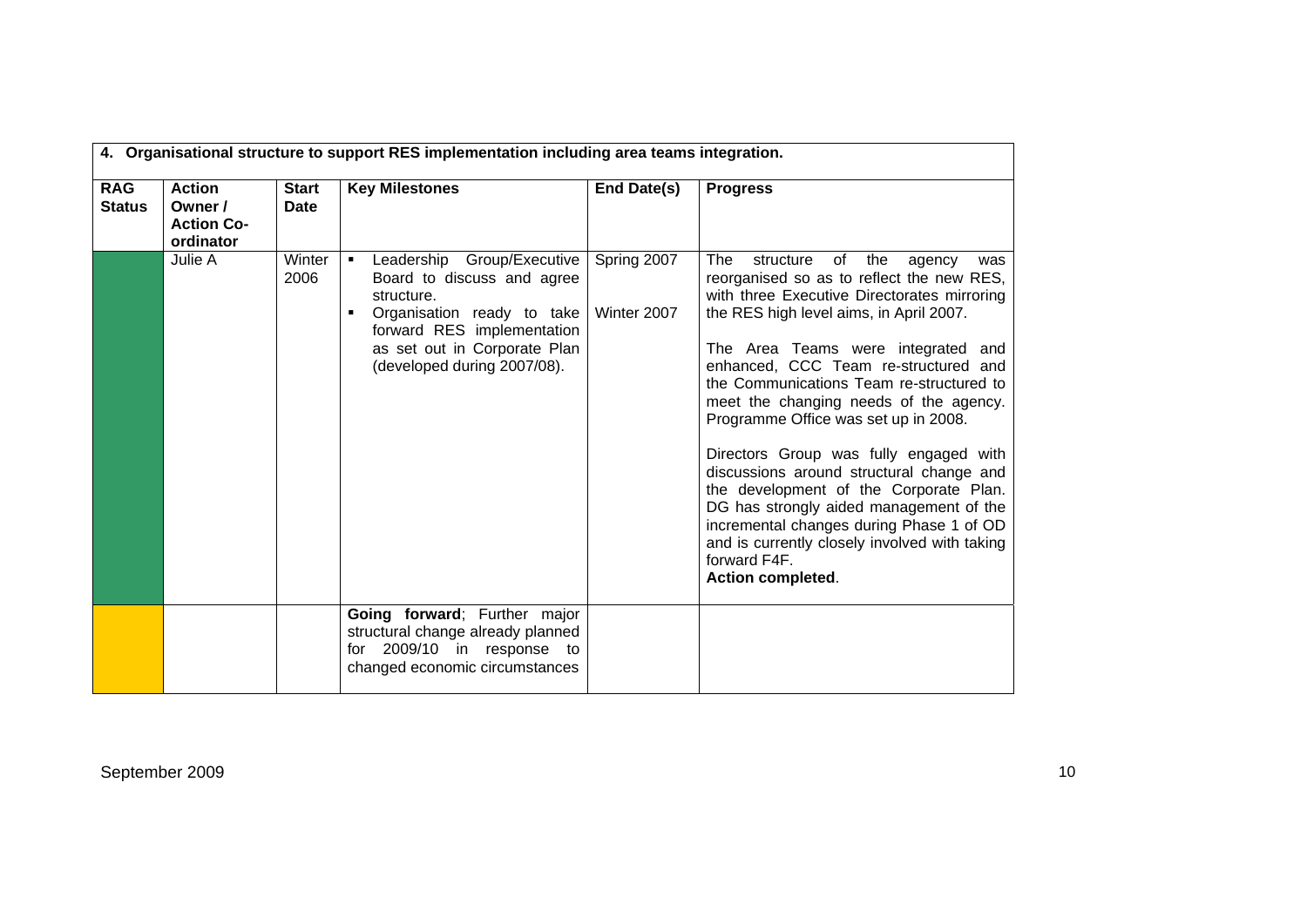| 4. Organisational structure to support RES implementation including area teams integration. | | | | | |
|---|---|---|---|---|---|
| **RAG Status** | **Action Owner / Action Co-ordinator** | **Start Date** | **Key Milestones** | **End Date(s)** | **Progress** |
| | Julie A | Winter 2006 | ▪ Leadership Group/Executive Board to discuss and agree structure.<br>▪ Organisation ready to take forward RES implementation as set out in Corporate Plan (developed during 2007/08). | Spring 2007<br><br>Winter 2007 | The structure of the agency was reorganised so as to reflect the new RES, with three Executive Directorates mirroring the RES high level aims, in April 2007.<br><br>The Area Teams were integrated and enhanced, CCC Team re-structured and the Communications Team re-structured to meet the changing needs of the agency. Programme Office was set up in 2008.<br><br>Directors Group was fully engaged with discussions around structural change and the development of the Corporate Plan. DG has strongly aided management of the incremental changes during Phase 1 of OD and is currently closely involved with taking forward F4F.<br>**Action completed**. |
| | | | **Going forward**; Further major structural change already planned for 2009/10 in response to changed economic circumstances | | |

September 2009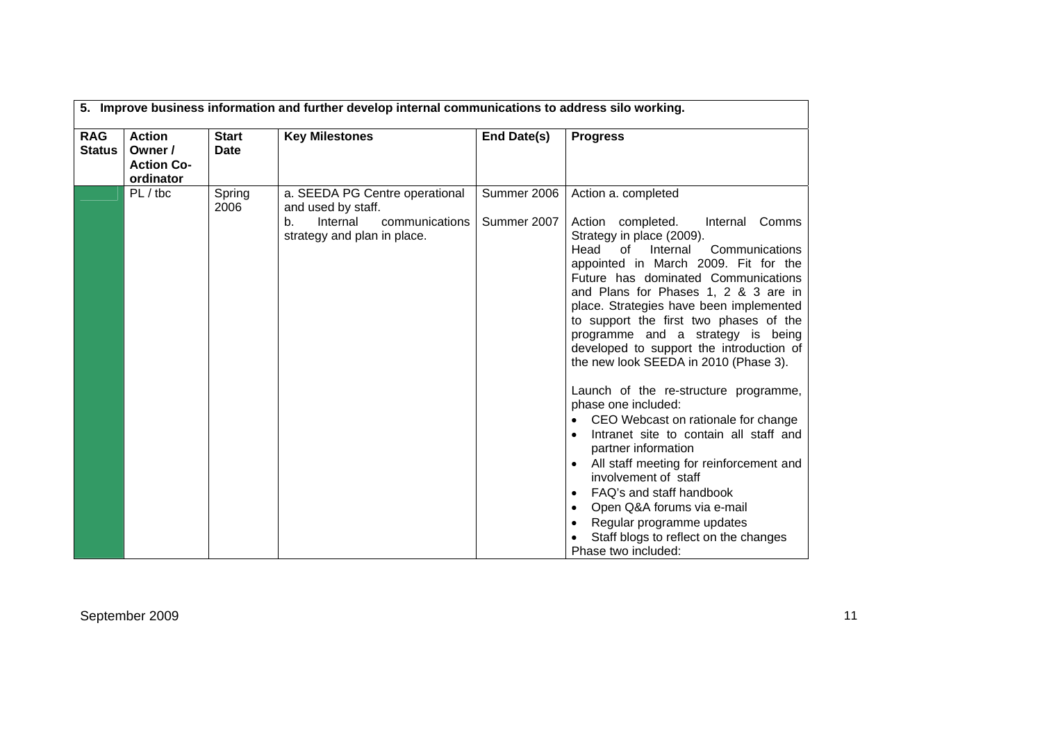| 5. Improve business information and further develop internal communications to address silo working. | | | | | |
|---|---|---|---|---|---|
| **RAG Status** | **Action Owner / Action Co-ordinator** | **Start Date** | **Key Milestones** | **End Date(s)** | **Progress** |
| | PL / tbc | Spring 2006 | a. SEEDA PG Centre operational and used by staff.<br>b. Internal communications strategy and plan in place. | Summer 2006<br>Summer 2007 | Action a. completed<br><br>Action completed. Internal Comms Strategy in place (2009).<br>Head of Internal Communications appointed in March 2009. Fit for the Future has dominated Communications and Plans for Phases 1, 2 & 3 are in place. Strategies have been implemented to support the first two phases of the programme and a strategy is being developed to support the introduction of the new look SEEDA in 2010 (Phase 3).<br><br>Launch of the re-structure programme, phase one included:<br>• CEO Webcast on rationale for change<br>• Intranet site to contain all staff and partner information<br>• All staff meeting for reinforcement and involvement of staff<br>• FAQ's and staff handbook<br>• Open Q&A forums via e-mail<br>• Regular programme updates<br>• Staff blogs to reflect on the changes<br>Phase two included: |

September 2009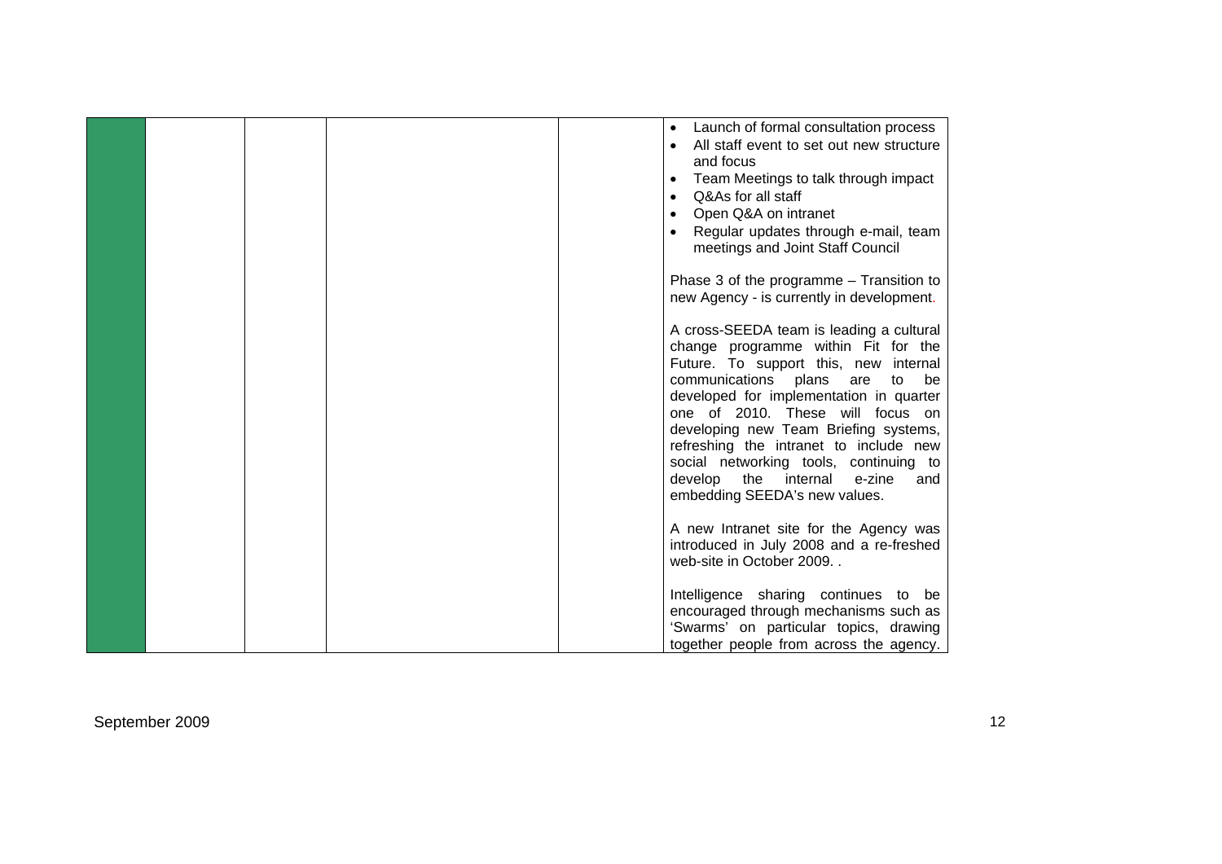| | | | | | |
|---|---|---|---|---|---|
| | | | | | • Launch of formal consultation process<br>• All staff event to set out new structure and focus<br>• Team Meetings to talk through impact<br>• Q&As for all staff<br>• Open Q&A on intranet<br>• Regular updates through e-mail, team meetings and Joint Staff Council<br><br>Phase 3 of the programme – Transition to new Agency - is currently in development.<br><br>A cross-SEEDA team is leading a cultural change programme within Fit for the Future. To support this, new internal communications plans are to be developed for implementation in quarter one of 2010. These will focus on developing new Team Briefing systems, refreshing the intranet to include new social networking tools, continuing to develop the internal e-zine and embedding SEEDA's new values.<br><br>A new Intranet site for the Agency was introduced in July 2008 and a re-freshed web-site in October 2009. .<br><br>Intelligence sharing continues to be encouraged through mechanisms such as 'Swarms' on particular topics, drawing together people from across the agency. |

September 2009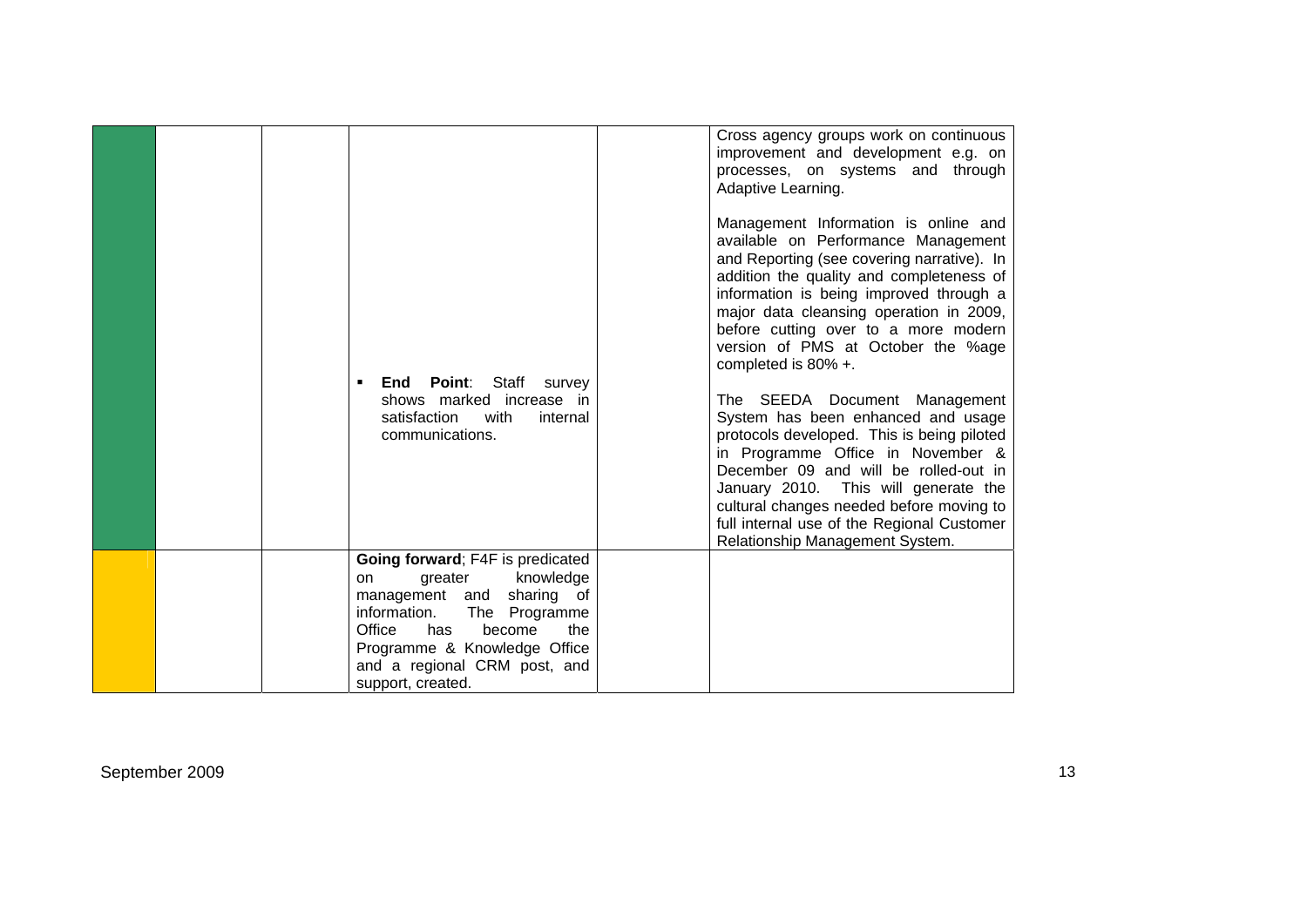| | | | | | |
|---|---|---|---|---|---|
| | | | ▪ **End Point**: Staff survey shows marked increase in satisfaction with internal communications. | | Cross agency groups work on continuous improvement and development e.g. on processes, on systems and through Adaptive Learning.<br><br>Management Information is online and available on Performance Management and Reporting (see covering narrative). In addition the quality and completeness of information is being improved through a major data cleansing operation in 2009, before cutting over to a more modern version of PMS at October the %age completed is 80% +.<br><br>The SEEDA Document Management System has been enhanced and usage protocols developed. This is being piloted in Programme Office in November & December 09 and will be rolled-out in January 2010. This will generate the cultural changes needed before moving to full internal use of the Regional Customer Relationship Management System. |
| | | | **Going forward**; F4F is predicated on greater knowledge management and sharing of information. The Programme Office has become the Programme & Knowledge Office and a regional CRM post, and support, created. | | |

September 2009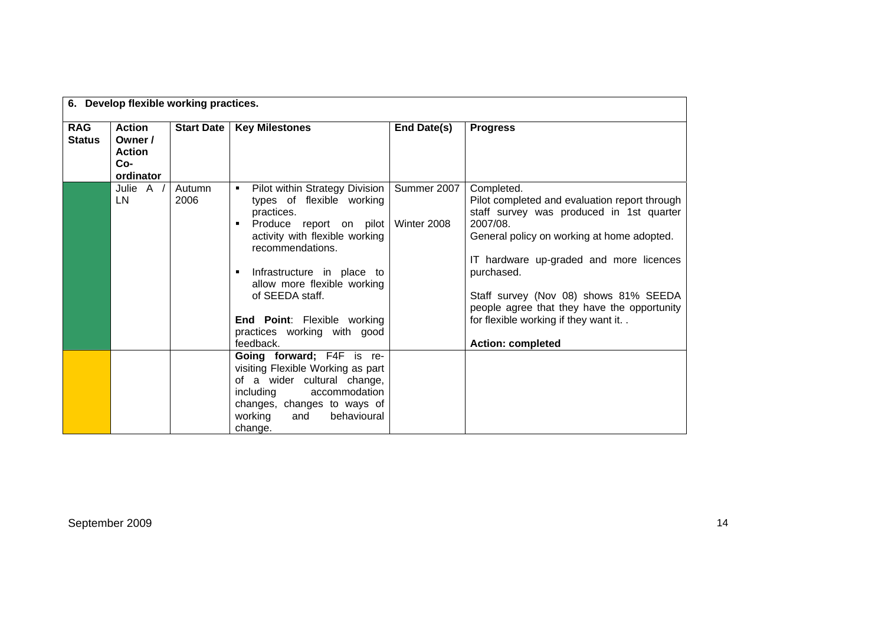| 6. Develop flexible working practices. | | | | | |
|---|---|---|---|---|---|
| **RAG Status** | **Action Owner / Action Co-ordinator** | **Start Date** | **Key Milestones** | **End Date(s)** | **Progress** |
| | Julie A / LN | Autumn 2006 | ▪ Pilot within Strategy Division types of flexible working practices.<br>▪ Produce report on pilot activity with flexible working recommendations.<br>▪ Infrastructure in place to allow more flexible working of SEEDA staff.<br><br>**End Point**: Flexible working practices working with good feedback. | Summer 2007<br><br>Winter 2008 | Completed.<br>Pilot completed and evaluation report through staff survey was produced in 1st quarter 2007/08.<br>General policy on working at home adopted.<br><br>IT hardware up-graded and more licences purchased.<br><br>Staff survey (Nov 08) shows 81% SEEDA people agree that they have the opportunity for flexible working if they want it. .<br><br>**Action: completed** |
| | | | **Going forward;** F4F is re-visiting Flexible Working as part of a wider cultural change, including accommodation changes, changes to ways of working and behavioural change. | | |

September 2009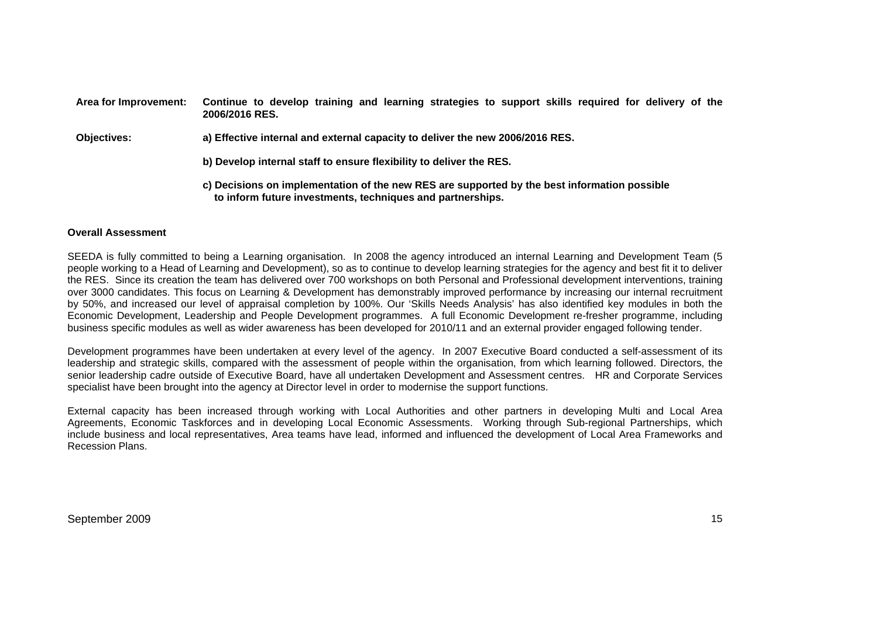**Area for Improvement:** **Continue to develop training and learning strategies to support skills required for delivery of the 2006/2016 RES.**

**Objectives:** **a) Effective internal and external capacity to deliver the new 2006/2016 RES.**

**b) Develop internal staff to ensure flexibility to deliver the RES.**

**c) Decisions on implementation of the new RES are supported by the best information possible to inform future investments, techniques and partnerships.**

**Overall Assessment**

SEEDA is fully committed to being a Learning organisation. In 2008 the agency introduced an internal Learning and Development Team (5 people working to a Head of Learning and Development), so as to continue to develop learning strategies for the agency and best fit it to deliver the RES. Since its creation the team has delivered over 700 workshops on both Personal and Professional development interventions, training over 3000 candidates. This focus on Learning & Development has demonstrably improved performance by increasing our internal recruitment by 50%, and increased our level of appraisal completion by 100%. Our 'Skills Needs Analysis' has also identified key modules in both the Economic Development, Leadership and People Development programmes. A full Economic Development re-fresher programme, including business specific modules as well as wider awareness has been developed for 2010/11 and an external provider engaged following tender.

Development programmes have been undertaken at every level of the agency. In 2007 Executive Board conducted a self-assessment of its leadership and strategic skills, compared with the assessment of people within the organisation, from which learning followed. Directors, the senior leadership cadre outside of Executive Board, have all undertaken Development and Assessment centres. HR and Corporate Services specialist have been brought into the agency at Director level in order to modernise the support functions.

External capacity has been increased through working with Local Authorities and other partners in developing Multi and Local Area Agreements, Economic Taskforces and in developing Local Economic Assessments. Working through Sub-regional Partnerships, which include business and local representatives, Area teams have lead, informed and influenced the development of Local Area Frameworks and Recession Plans.

September 2009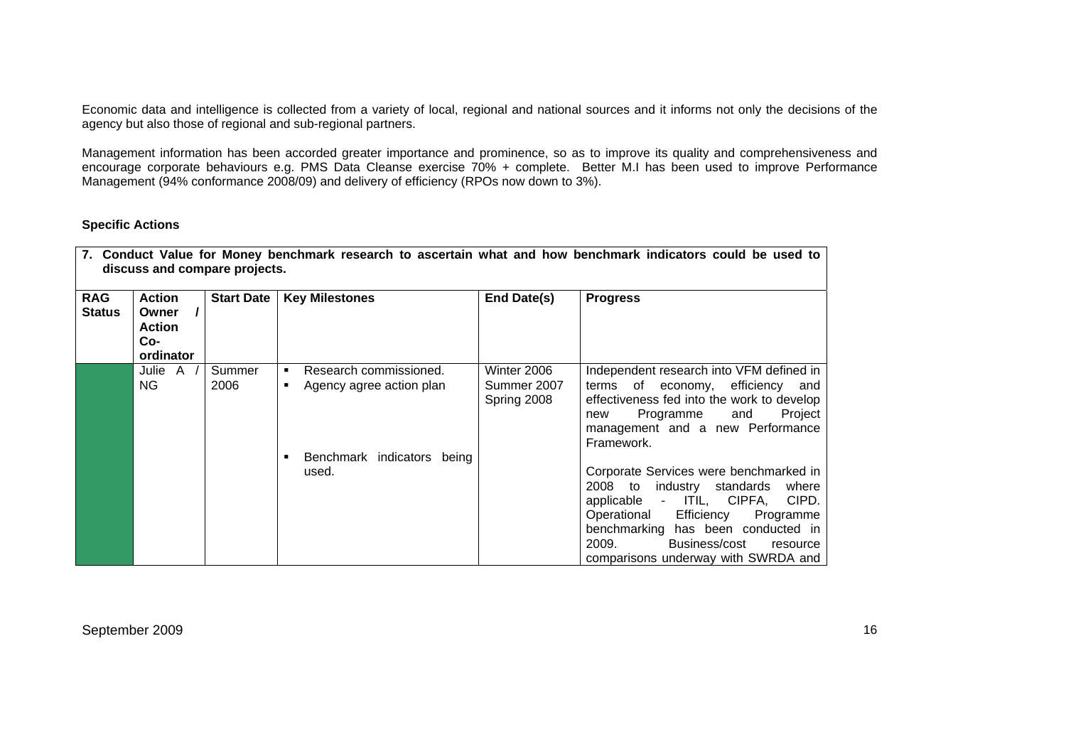Economic data and intelligence is collected from a variety of local, regional and national sources and it informs not only the decisions of the agency but also those of regional and sub-regional partners.

Management information has been accorded greater importance and prominence, so as to improve its quality and comprehensiveness and encourage corporate behaviours e.g. PMS Data Cleanse exercise 70% + complete. Better M.I has been used to improve Performance Management (94% conformance 2008/09) and delivery of efficiency (RPOs now down to 3%).

**Specific Actions**

| **7. Conduct Value for Money benchmark research to ascertain what and how benchmark indicators could be used to discuss and compare projects.** | | | | | |
|---|---|---|---|---|---|
| **RAG Status** | **Action Owner / Action Co-ordinator** | **Start Date** | **Key Milestones** | **End Date(s)** | **Progress** |
| | Julie A / NG | Summer 2006 | ▪ Research commissioned.<br>▪ Agency agree action plan<br><br>▪ Benchmark indicators being used. | Winter 2006<br>Summer 2007<br>Spring 2008 | Independent research into VFM defined in terms of economy, efficiency and effectiveness fed into the work to develop new Programme and Project management and a new Performance Framework.<br><br>Corporate Services were benchmarked in 2008 to industry standards where applicable - ITIL, CIPFA, CIPD. Operational Efficiency Programme benchmarking has been conducted in 2009. Business/cost resource comparisons underway with SWRDA and |

September 2009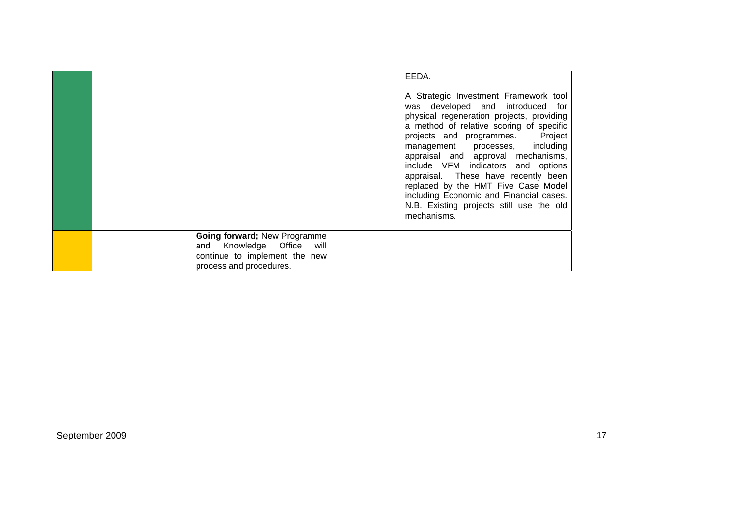|  |  |  |  |  |  |
|---|---|---|---|---|---|
|  |  |  |  |  | EDA.<br><br>A Strategic Investment Framework tool was developed and introduced for physical regeneration projects, providing a method of relative scoring of specific projects and programmes. Project management processes, including appraisal and approval mechanisms, include VFM indicators and options appraisal. These have recently been replaced by the HMT Five Case Model including Economic and Financial cases. N.B. Existing projects still use the old mechanisms. |
|  |  |  | **Going forward;** New Programme and Knowledge Office will continue to implement the new process and procedures. |  |  |

September 2009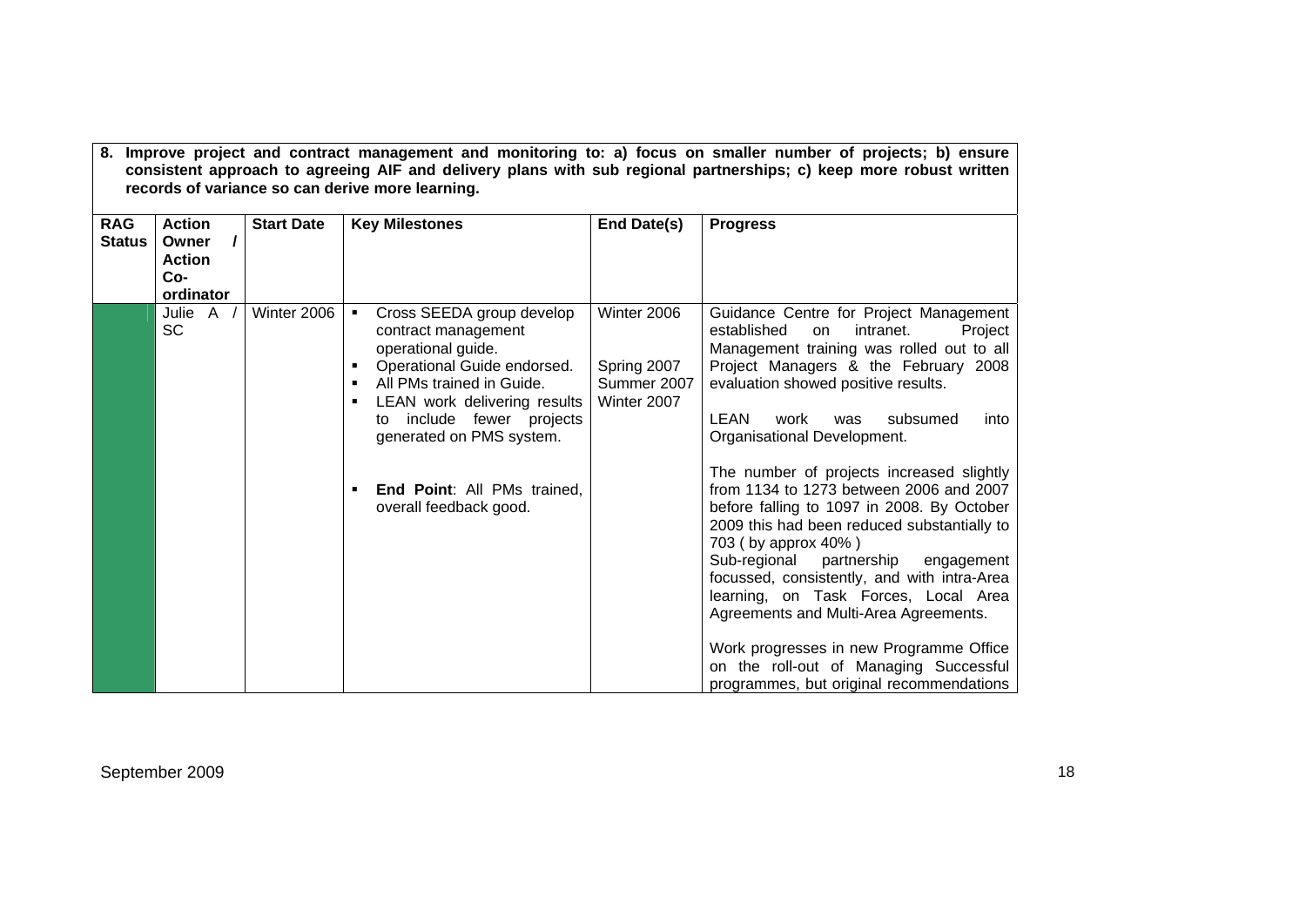**8. Improve project and contract management and monitoring to: a) focus on smaller number of projects; b) ensure consistent approach to agreeing AIF and delivery plans with sub regional partnerships; c) keep more robust written records of variance so can derive more learning.**

| RAG Status | Action Owner / Action Co-ordinator | Start Date | Key Milestones | End Date(s) | Progress |
|---|---|---|---|---|---|
| | Julie A / SC | Winter 2006 | ▪ Cross SEEDA group develop contract management operational guide.<br>▪ Operational Guide endorsed.<br>▪ All PMs trained in Guide.<br>▪ LEAN work delivering results to include fewer projects generated on PMS system.<br><br>▪ **End Point**: All PMs trained, overall feedback good. | Winter 2006<br><br><br>Spring 2007<br>Summer 2007<br>Winter 2007 | Guidance Centre for Project Management established on intranet. Project Management training was rolled out to all Project Managers & the February 2008 evaluation showed positive results.<br><br>LEAN work was subsumed into Organisational Development.<br><br>The number of projects increased slightly from 1134 to 1273 between 2006 and 2007 before falling to 1097 in 2008. By October 2009 this had been reduced substantially to 703 ( by approx 40% )<br>Sub-regional partnership engagement focussed, consistently, and with intra-Area learning, on Task Forces, Local Area Agreements and Multi-Area Agreements.<br><br>Work progresses in new Programme Office on the roll-out of Managing Successful programmes, but original recommendations |

September 2009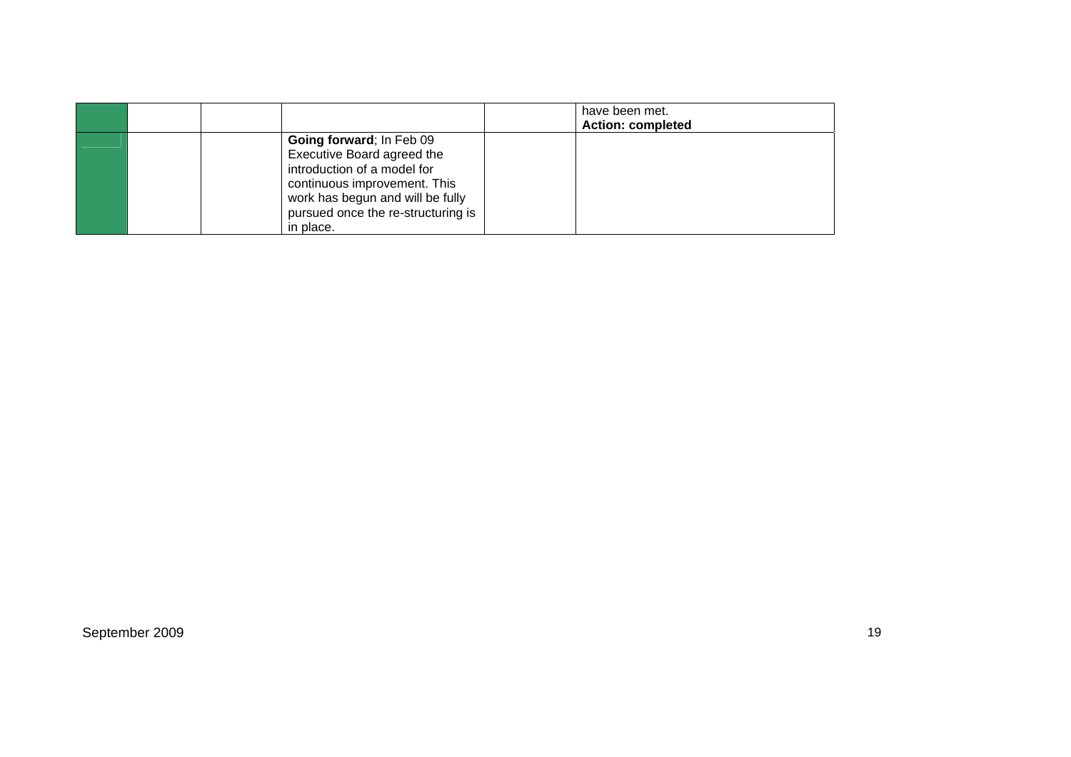| | | | | | |
|---|---|---|---|---|---|
| | | | | | have been met.<br>**Action: completed** |
| | | | **Going forward**; In Feb 09 Executive Board agreed the introduction of a model for continuous improvement. This work has begun and will be fully pursued once the re-structuring is in place. | | |

September 2009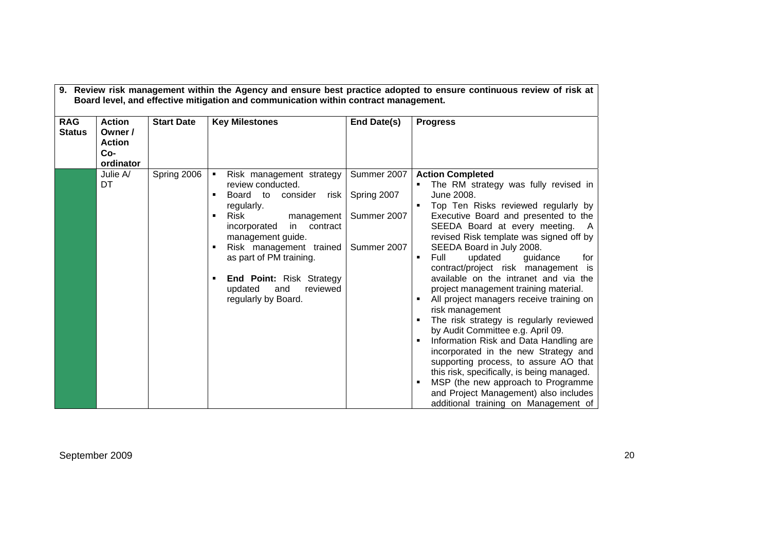**9. Review risk management within the Agency and ensure best practice adopted to ensure continuous review of risk at Board level, and effective mitigation and communication within contract management.**

| RAG Status | Action Owner / Action Co-ordinator | Start Date | Key Milestones | End Date(s) | Progress |
|---|---|---|---|---|---|
| | Julie A/ DT | Spring 2006 | ▪ Risk management strategy review conducted.<br>▪ Board to consider risk regularly.<br>▪ Risk management incorporated in contract management guide.<br>▪ Risk management trained as part of PM training.<br><br>▪ **End Point:** Risk Strategy updated and reviewed regularly by Board. | Summer 2007<br>Spring 2007<br>Summer 2007<br>Summer 2007 | **Action Completed**<br>▪ The RM strategy was fully revised in June 2008.<br>▪ Top Ten Risks reviewed regularly by Executive Board and presented to the SEEDA Board at every meeting. A revised Risk template was signed off by SEEDA Board in July 2008.<br>▪ Full updated guidance for contract/project risk management is available on the intranet and via the project management training material.<br>▪ All project managers receive training on risk management<br>▪ The risk strategy is regularly reviewed by Audit Committee e.g. April 09.<br>▪ Information Risk and Data Handling are incorporated in the new Strategy and supporting process, to assure AO that this risk, specifically, is being managed.<br>▪ MSP (the new approach to Programme and Project Management) also includes additional training on Management of |

September 2009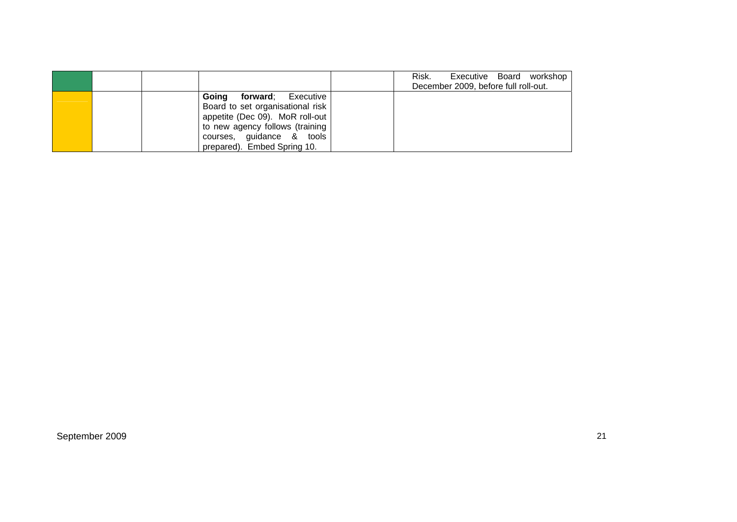| | | | | | |
|---|---|---|---|---|---|
| | | | | | Risk. Executive Board workshop December 2009, before full roll-out. |
| | | | **Going forward**; Executive Board to set organisational risk appetite (Dec 09). MoR roll-out to new agency follows (training courses, guidance & tools prepared). Embed Spring 10. | | |

September 2009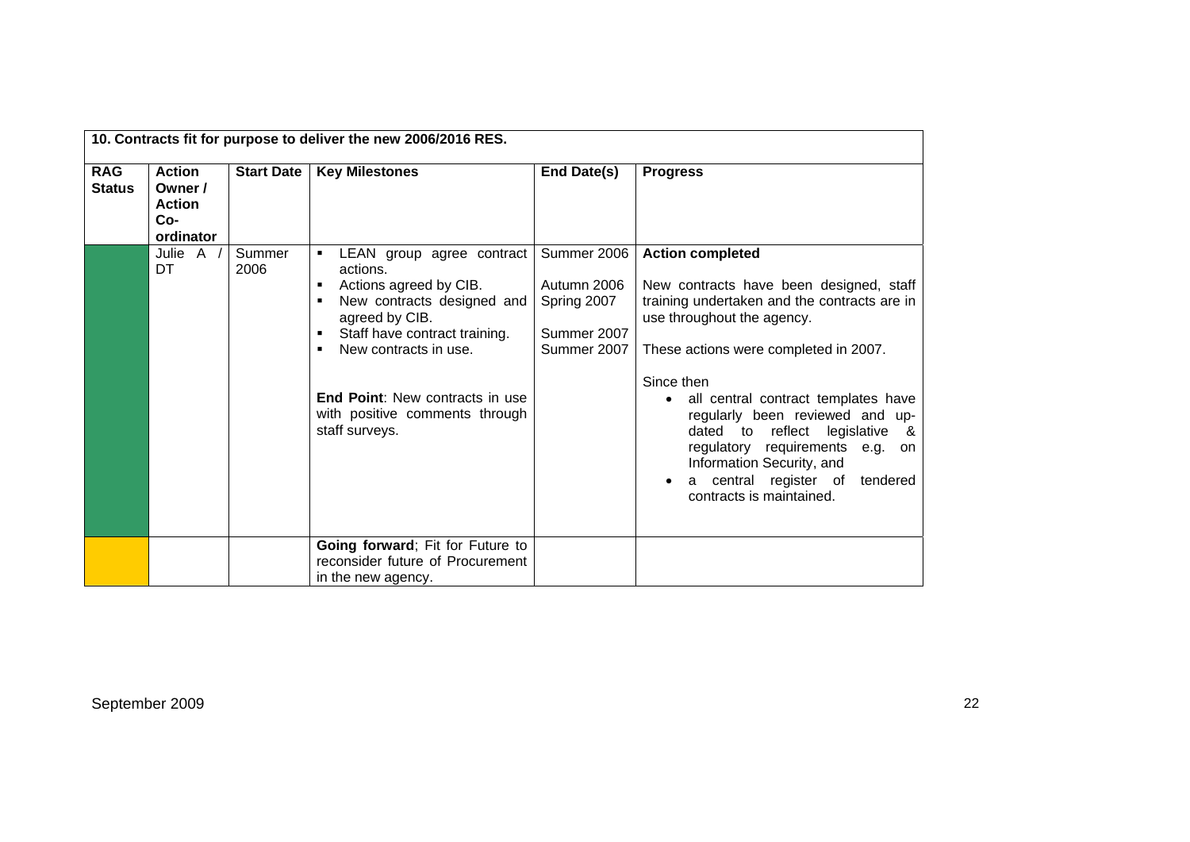| 10. Contracts fit for purpose to deliver the new 2006/2016 RES. | | | | | |
|---|---|---|---|---|---|
| **RAG Status** | **Action Owner / Action Co-ordinator** | **Start Date** | **Key Milestones** | **End Date(s)** | **Progress** |
| | Julie A / DT | Summer 2006 | ▪ LEAN group agree contract actions.<br>▪ Actions agreed by CIB.<br>▪ New contracts designed and agreed by CIB.<br>▪ Staff have contract training.<br>▪ New contracts in use.<br><br>**End Point**: New contracts in use with positive comments through staff surveys. | Summer 2006<br>Autumn 2006<br>Spring 2007<br>Summer 2007<br>Summer 2007 | **Action completed**<br><br>New contracts have been designed, staff training undertaken and the contracts are in use throughout the agency.<br><br>These actions were completed in 2007.<br><br>Since then<br>• all central contract templates have regularly been reviewed and up-dated to reflect legislative & regulatory requirements e.g. on Information Security, and<br>• a central register of tendered contracts is maintained. |
| | | | **Going forward**; Fit for Future to reconsider future of Procurement in the new agency. | | |

September 2009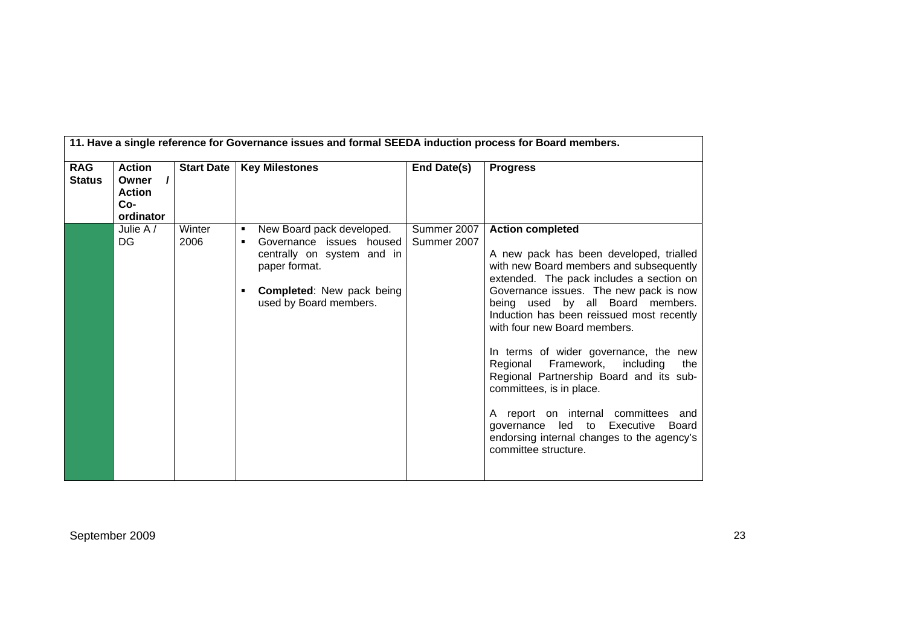| 11. Have a single reference for Governance issues and formal SEEDA induction process for Board members. | | | | | |
|---|---|---|---|---|---|
| **RAG Status** | **Action Owner / Action Co-ordinator** | **Start Date** | **Key Milestones** | **End Date(s)** | **Progress** |
| | Julie A / DG | Winter 2006 | ▪ New Board pack developed.<br>▪ Governance issues housed centrally on system and in paper format.<br><br>▪ **Completed**: New pack being used by Board members. | Summer 2007<br>Summer 2007 | **Action completed**<br><br>A new pack has been developed, trialled with new Board members and subsequently extended. The pack includes a section on Governance issues. The new pack is now being used by all Board members. Induction has been reissued most recently with four new Board members.<br><br>In terms of wider governance, the new Regional Framework, including the Regional Partnership Board and its sub-committees, is in place.<br><br>A report on internal committees and governance led to Executive Board endorsing internal changes to the agency's committee structure. |

September 2009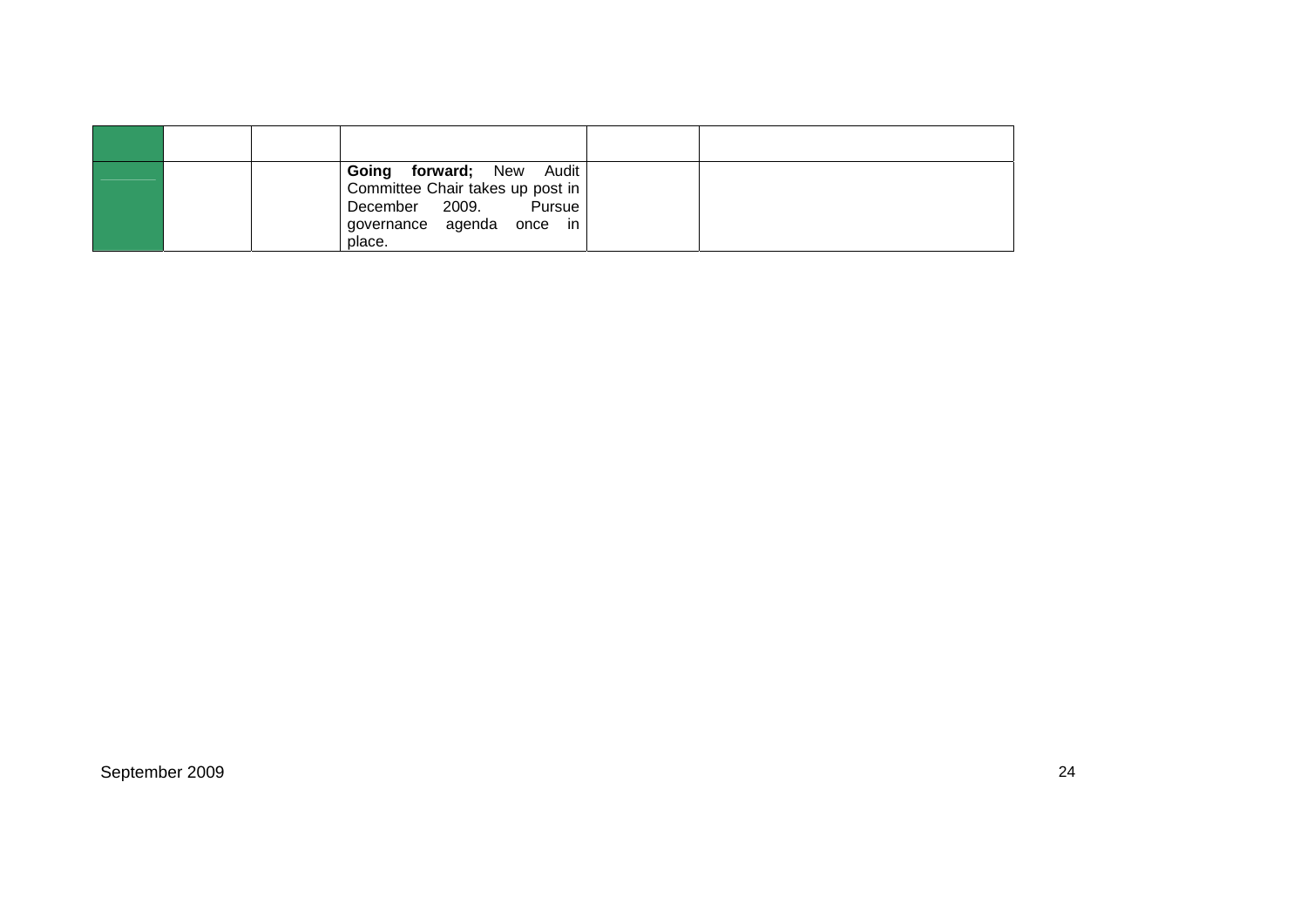| | | | | | |
|---|---|---|---|---|---|
| | | | **Going forward;** New Audit Committee Chair takes up post in December 2009. Pursue governance agenda once in place. | | |

September 2009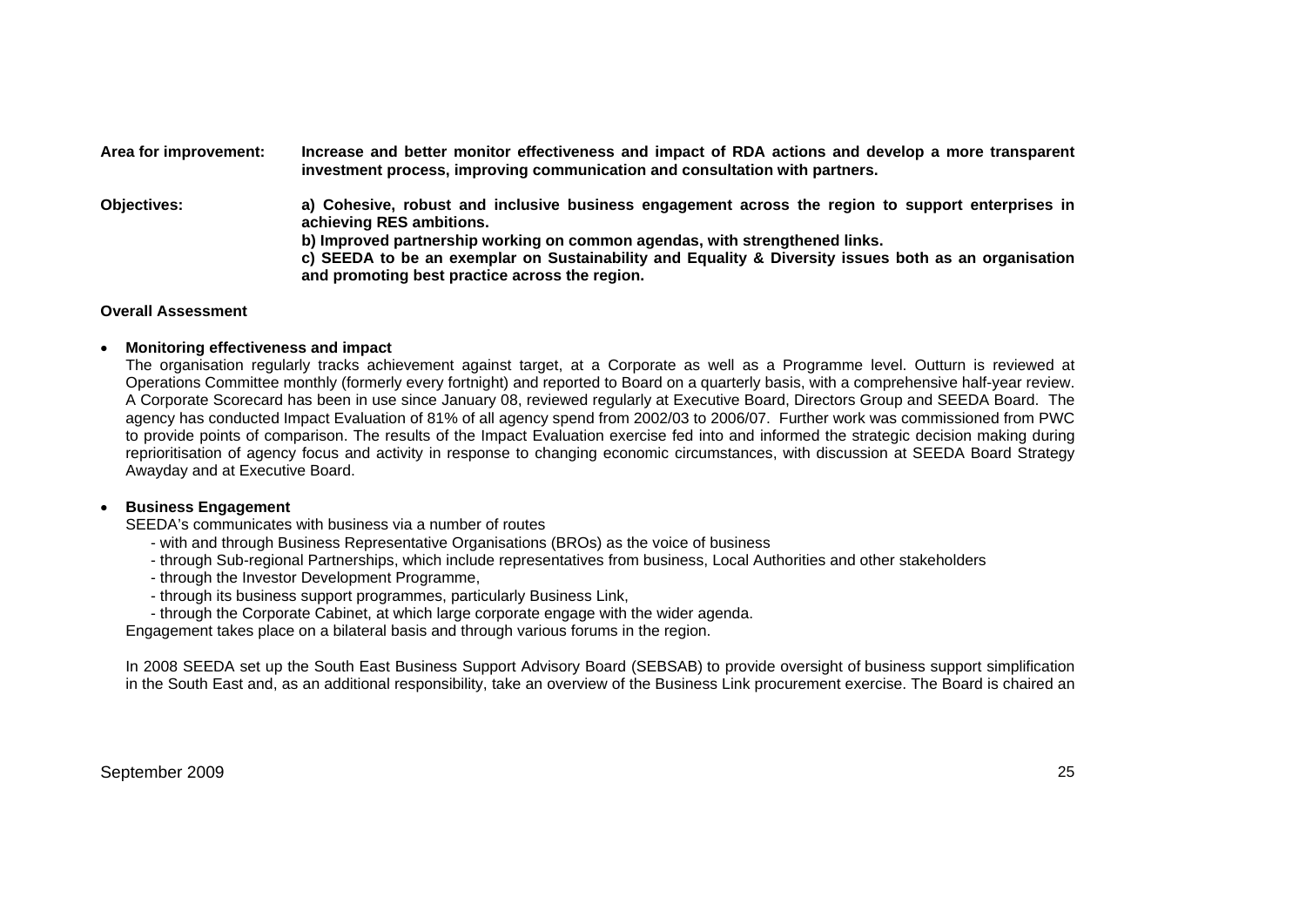**Area for improvement:** **Increase and better monitor effectiveness and impact of RDA actions and develop a more transparent investment process, improving communication and consultation with partners.**

**Objectives:** **a) Cohesive, robust and inclusive business engagement across the region to support enterprises in achieving RES ambitions.**
**b) Improved partnership working on common agendas, with strengthened links.**
**c) SEEDA to be an exemplar on Sustainability and Equality & Diversity issues both as an organisation and promoting best practice across the region.**

**Overall Assessment**

- **Monitoring effectiveness and impact**
  The organisation regularly tracks achievement against target, at a Corporate as well as a Programme level. Outturn is reviewed at Operations Committee monthly (formerly every fortnight) and reported to Board on a quarterly basis, with a comprehensive half-year review. A Corporate Scorecard has been in use since January 08, reviewed regularly at Executive Board, Directors Group and SEEDA Board. The agency has conducted Impact Evaluation of 81% of all agency spend from 2002/03 to 2006/07. Further work was commissioned from PWC to provide points of comparison. The results of the Impact Evaluation exercise fed into and informed the strategic decision making during reprioritisation of agency focus and activity in response to changing economic circumstances, with discussion at SEEDA Board Strategy Awayday and at Executive Board.

- **Business Engagement**
  SEEDA's communicates with business via a number of routes
  - with and through Business Representative Organisations (BROs) as the voice of business
  - through Sub-regional Partnerships, which include representatives from business, Local Authorities and other stakeholders
  - through the Investor Development Programme,
  - through its business support programmes, particularly Business Link,
  - through the Corporate Cabinet, at which large corporate engage with the wider agenda.

  Engagement takes place on a bilateral basis and through various forums in the region.

  In 2008 SEEDA set up the South East Business Support Advisory Board (SEBSAB) to provide oversight of business support simplification in the South East and, as an additional responsibility, take an overview of the Business Link procurement exercise. The Board is chaired an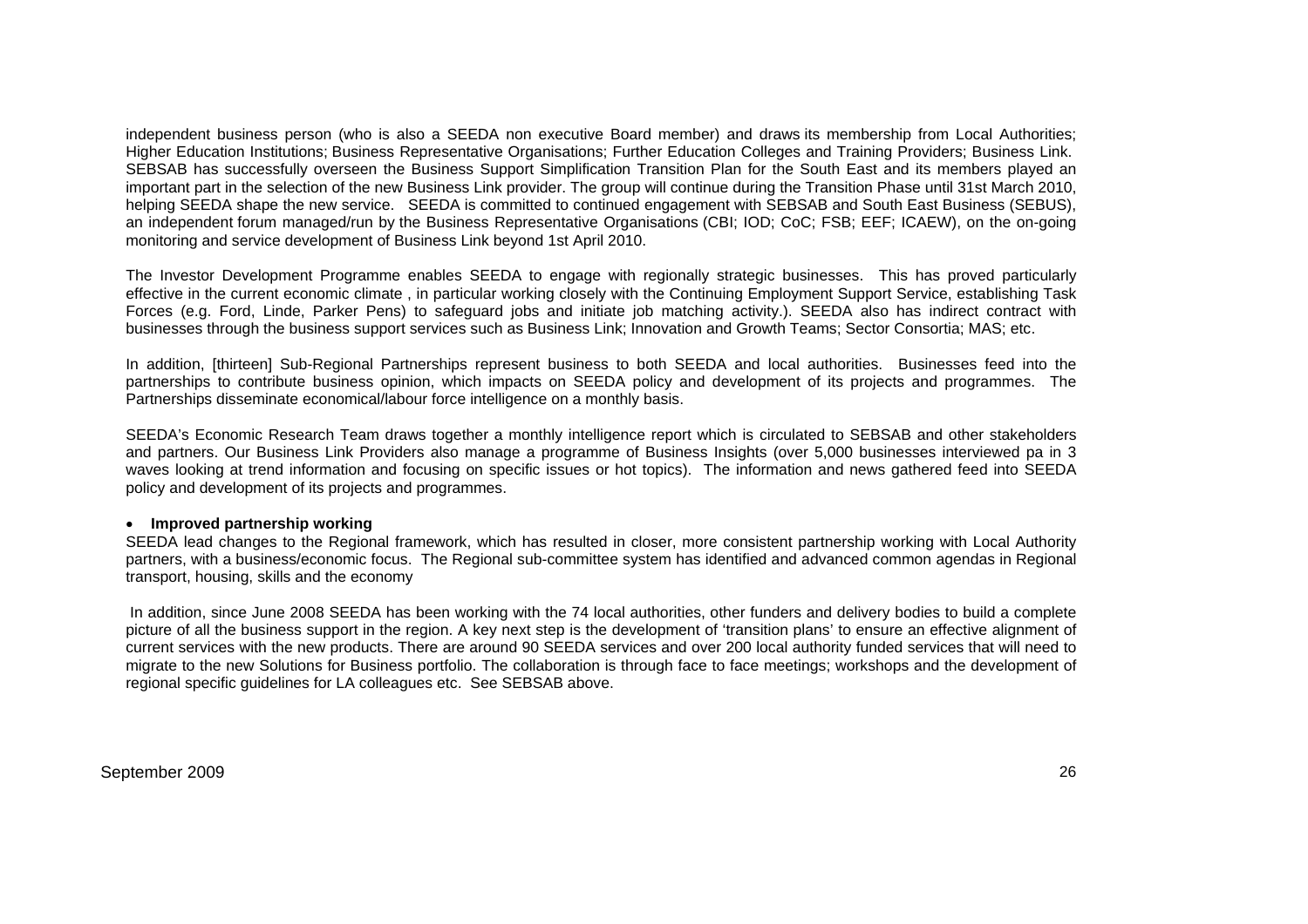independent business person (who is also a SEEDA non executive Board member) and draws its membership from Local Authorities; Higher Education Institutions; Business Representative Organisations; Further Education Colleges and Training Providers; Business Link. SEBSAB has successfully overseen the Business Support Simplification Transition Plan for the South East and its members played an important part in the selection of the new Business Link provider. The group will continue during the Transition Phase until 31st March 2010, helping SEEDA shape the new service. SEEDA is committed to continued engagement with SEBSAB and South East Business (SEBUS), an independent forum managed/run by the Business Representative Organisations (CBI; IOD; CoC; FSB; EEF; ICAEW), on the on-going monitoring and service development of Business Link beyond 1st April 2010.

The Investor Development Programme enables SEEDA to engage with regionally strategic businesses. This has proved particularly effective in the current economic climate , in particular working closely with the Continuing Employment Support Service, establishing Task Forces (e.g. Ford, Linde, Parker Pens) to safeguard jobs and initiate job matching activity.). SEEDA also has indirect contract with businesses through the business support services such as Business Link; Innovation and Growth Teams; Sector Consortia; MAS; etc.

In addition, [thirteen] Sub-Regional Partnerships represent business to both SEEDA and local authorities. Businesses feed into the partnerships to contribute business opinion, which impacts on SEEDA policy and development of its projects and programmes. The Partnerships disseminate economical/labour force intelligence on a monthly basis.

SEEDA's Economic Research Team draws together a monthly intelligence report which is circulated to SEBSAB and other stakeholders and partners. Our Business Link Providers also manage a programme of Business Insights (over 5,000 businesses interviewed pa in 3 waves looking at trend information and focusing on specific issues or hot topics). The information and news gathered feed into SEEDA policy and development of its projects and programmes.

- **Improved partnership working**

SEEDA lead changes to the Regional framework, which has resulted in closer, more consistent partnership working with Local Authority partners, with a business/economic focus. The Regional sub-committee system has identified and advanced common agendas in Regional transport, housing, skills and the economy

In addition, since June 2008 SEEDA has been working with the 74 local authorities, other funders and delivery bodies to build a complete picture of all the business support in the region. A key next step is the development of 'transition plans' to ensure an effective alignment of current services with the new products. There are around 90 SEEDA services and over 200 local authority funded services that will need to migrate to the new Solutions for Business portfolio. The collaboration is through face to face meetings; workshops and the development of regional specific guidelines for LA colleagues etc. See SEBSAB above.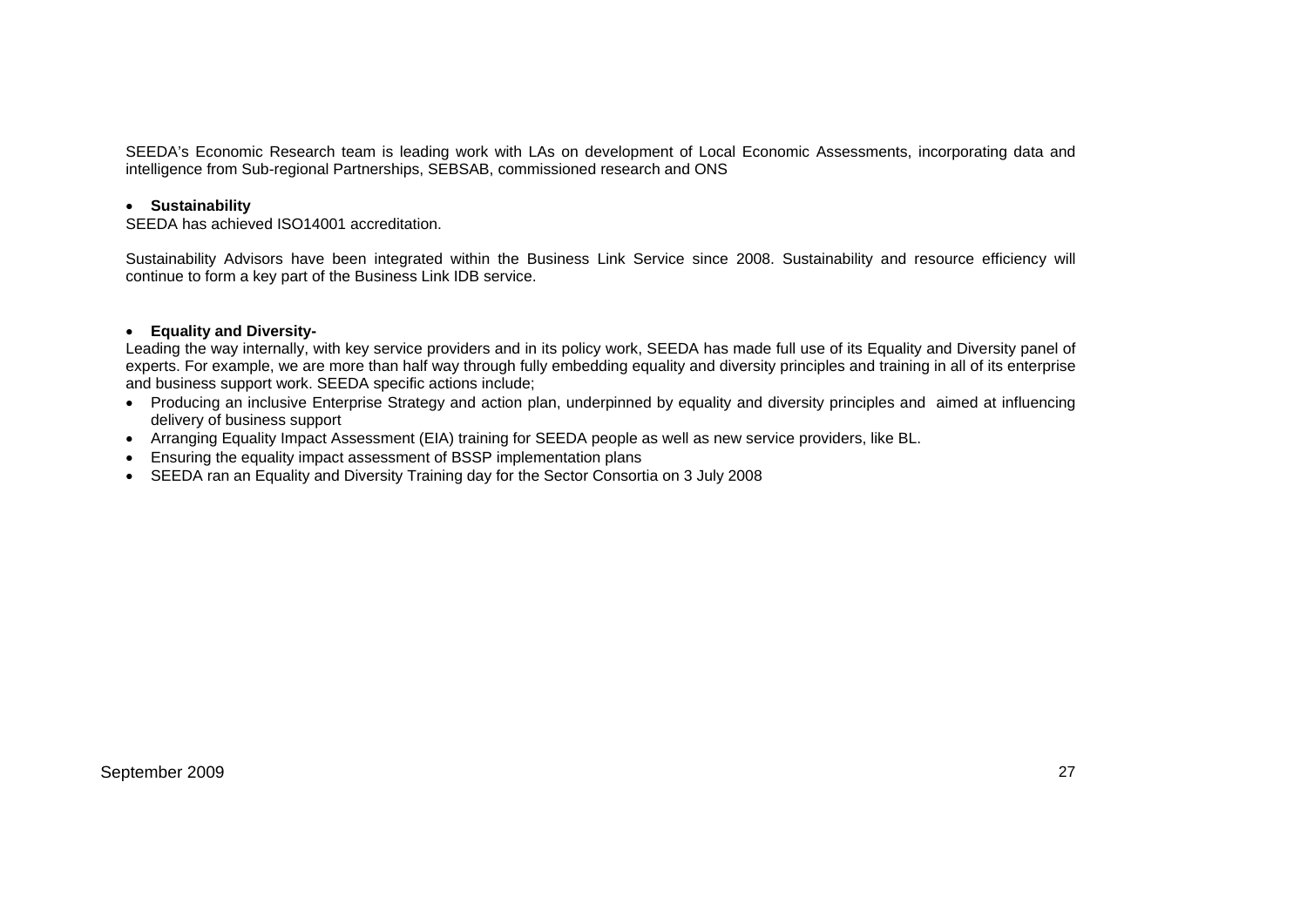SEEDA's Economic Research team is leading work with LAs on development of Local Economic Assessments, incorporating data and intelligence from Sub-regional Partnerships, SEBSAB, commissioned research and ONS

- **Sustainability**

SEEDA has achieved ISO14001 accreditation.

Sustainability Advisors have been integrated within the Business Link Service since 2008. Sustainability and resource efficiency will continue to form a key part of the Business Link IDB service.

- **Equality and Diversity-**

Leading the way internally, with key service providers and in its policy work, SEEDA has made full use of its Equality and Diversity panel of experts. For example, we are more than half way through fully embedding equality and diversity principles and training in all of its enterprise and business support work. SEEDA specific actions include;

- Producing an inclusive Enterprise Strategy and action plan, underpinned by equality and diversity principles and aimed at influencing delivery of business support
- Arranging Equality Impact Assessment (EIA) training for SEEDA people as well as new service providers, like BL.
- Ensuring the equality impact assessment of BSSP implementation plans
- SEEDA ran an Equality and Diversity Training day for the Sector Consortia on 3 July 2008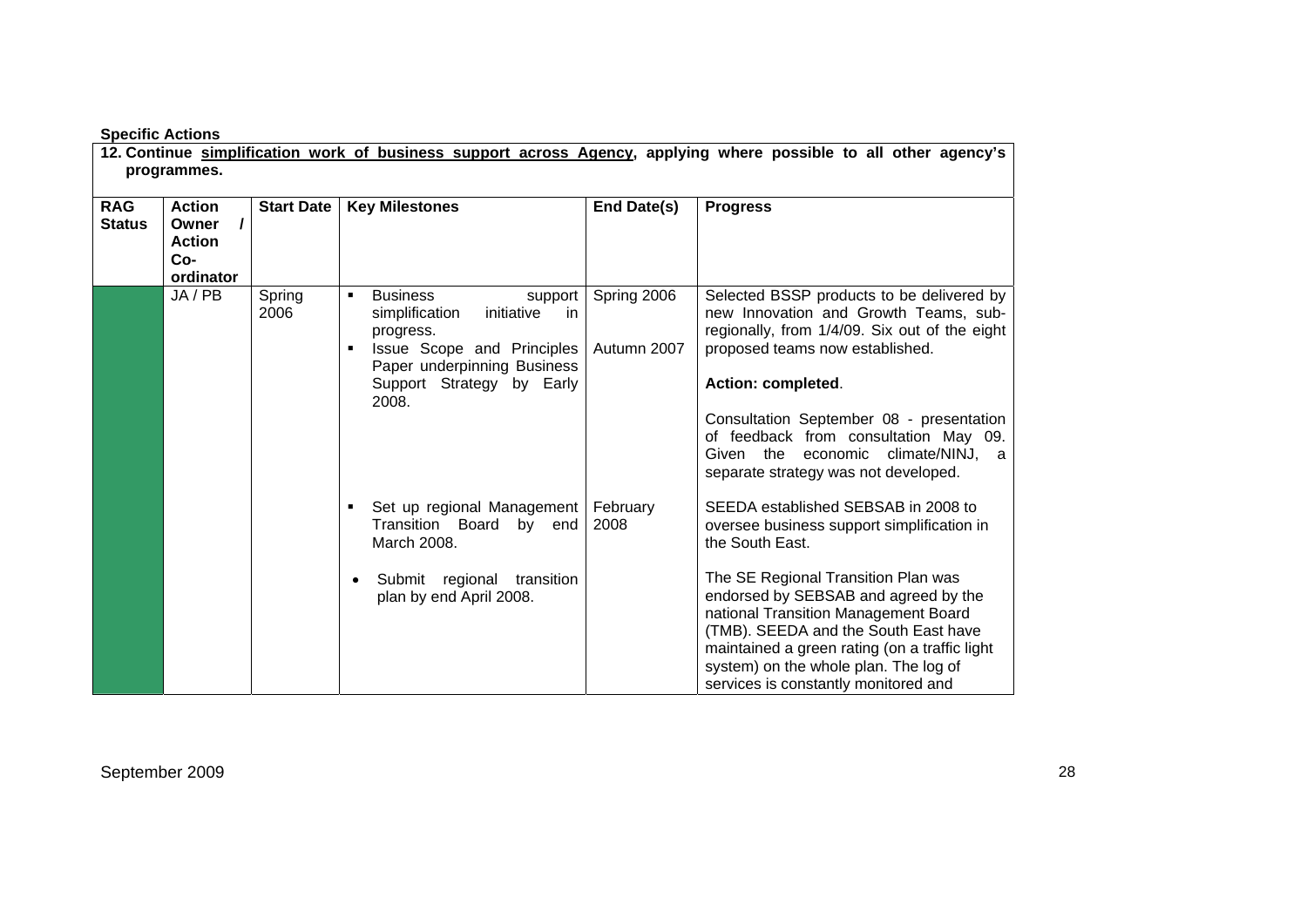**Specific Actions**

**12. Continue simplification work of business support across Agency, applying where possible to all other agency's programmes.**

| RAG Status | Action Owner / Action Co-ordinator | Start Date | Key Milestones | End Date(s) | Progress |
|---|---|---|---|---|---|
| | JA / PB | Spring 2006 | ▪ Business support simplification initiative in progress. | Spring 2006 | Selected BSSP products to be delivered by new Innovation and Growth Teams, sub-regionally, from 1/4/09. Six out of the eight proposed teams now established. **Action: completed**. |
| | | | ▪ Issue Scope and Principles Paper underpinning Business Support Strategy by Early 2008. | Autumn 2007 | Consultation September 08 - presentation of feedback from consultation May 09. Given the economic climate/NINJ, a separate strategy was not developed. |
| | | | ▪ Set up regional Management Transition Board by end March 2008. | February 2008 | SEEDA established SEBSAB in 2008 to oversee business support simplification in the South East. |
| | | | • Submit regional transition plan by end April 2008. | | The SE Regional Transition Plan was endorsed by SEBSAB and agreed by the national Transition Management Board (TMB). SEEDA and the South East have maintained a green rating (on a traffic light system) on the whole plan. The log of services is constantly monitored and |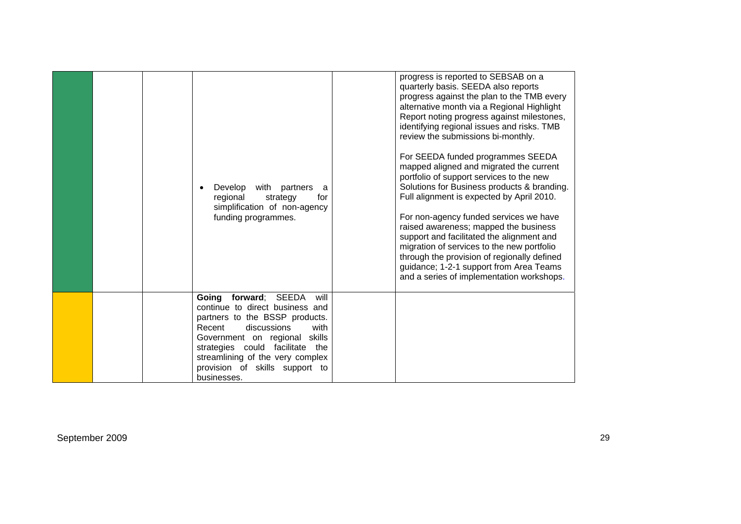| | | | | | |
|---|---|---|---|---|---|
| | | | • Develop with partners a regional strategy for simplification of non-agency funding programmes. | | progress is reported to SEBSAB on a quarterly basis. SEEDA also reports progress against the plan to the TMB every alternative month via a Regional Highlight Report noting progress against milestones, identifying regional issues and risks. TMB review the submissions bi-monthly.<br><br>For SEEDA funded programmes SEEDA mapped aligned and migrated the current portfolio of support services to the new Solutions for Business products & branding. Full alignment is expected by April 2010.<br><br>For non-agency funded services we have raised awareness; mapped the business support and facilitated the alignment and migration of services to the new portfolio through the provision of regionally defined guidance; 1-2-1 support from Area Teams and a series of implementation workshops. |
| | | | **Going forward**; SEEDA will continue to direct business and partners to the BSSP products. Recent discussions with Government on regional skills strategies could facilitate the streamlining of the very complex provision of skills support to businesses. | | |

September 2009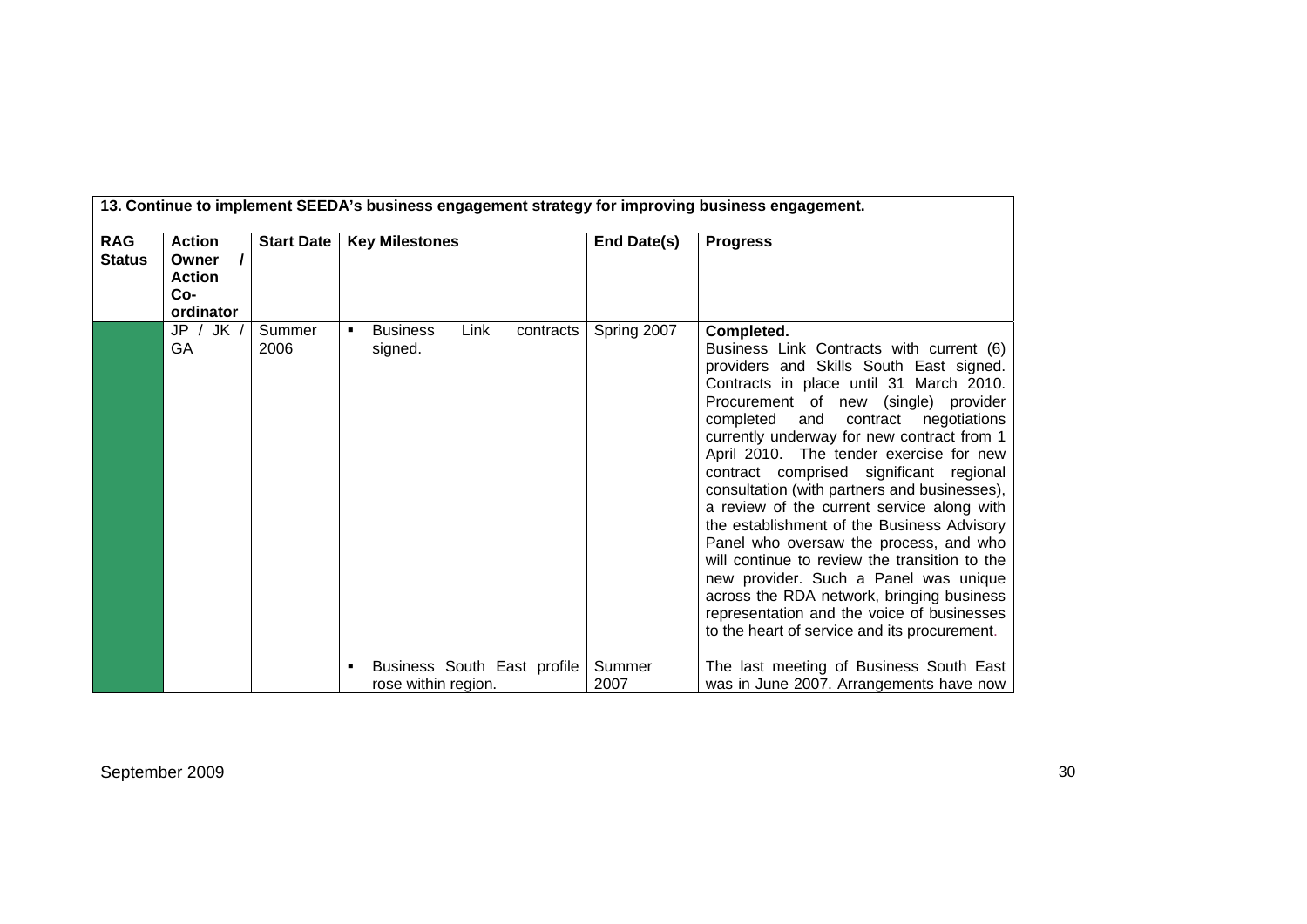| 13. Continue to implement SEEDA's business engagement strategy for improving business engagement. | | | | | |
|---|---|---|---|---|---|
| **RAG Status** | **Action Owner / Action Co-ordinator** | **Start Date** | **Key Milestones** | **End Date(s)** | **Progress** |
| | JP / JK / GA | Summer 2006 | ▪ Business Link contracts signed. | Spring 2007 | **Completed.** Business Link Contracts with current (6) providers and Skills South East signed. Contracts in place until 31 March 2010. Procurement of new (single) provider completed and contract negotiations currently underway for new contract from 1 April 2010. The tender exercise for new contract comprised significant regional consultation (with partners and businesses), a review of the current service along with the establishment of the Business Advisory Panel who oversaw the process, and who will continue to review the transition to the new provider. Such a Panel was unique across the RDA network, bringing business representation and the voice of businesses to the heart of service and its procurement. |
| | | | ▪ Business South East profile rose within region. | Summer 2007 | The last meeting of Business South East was in June 2007. Arrangements have now |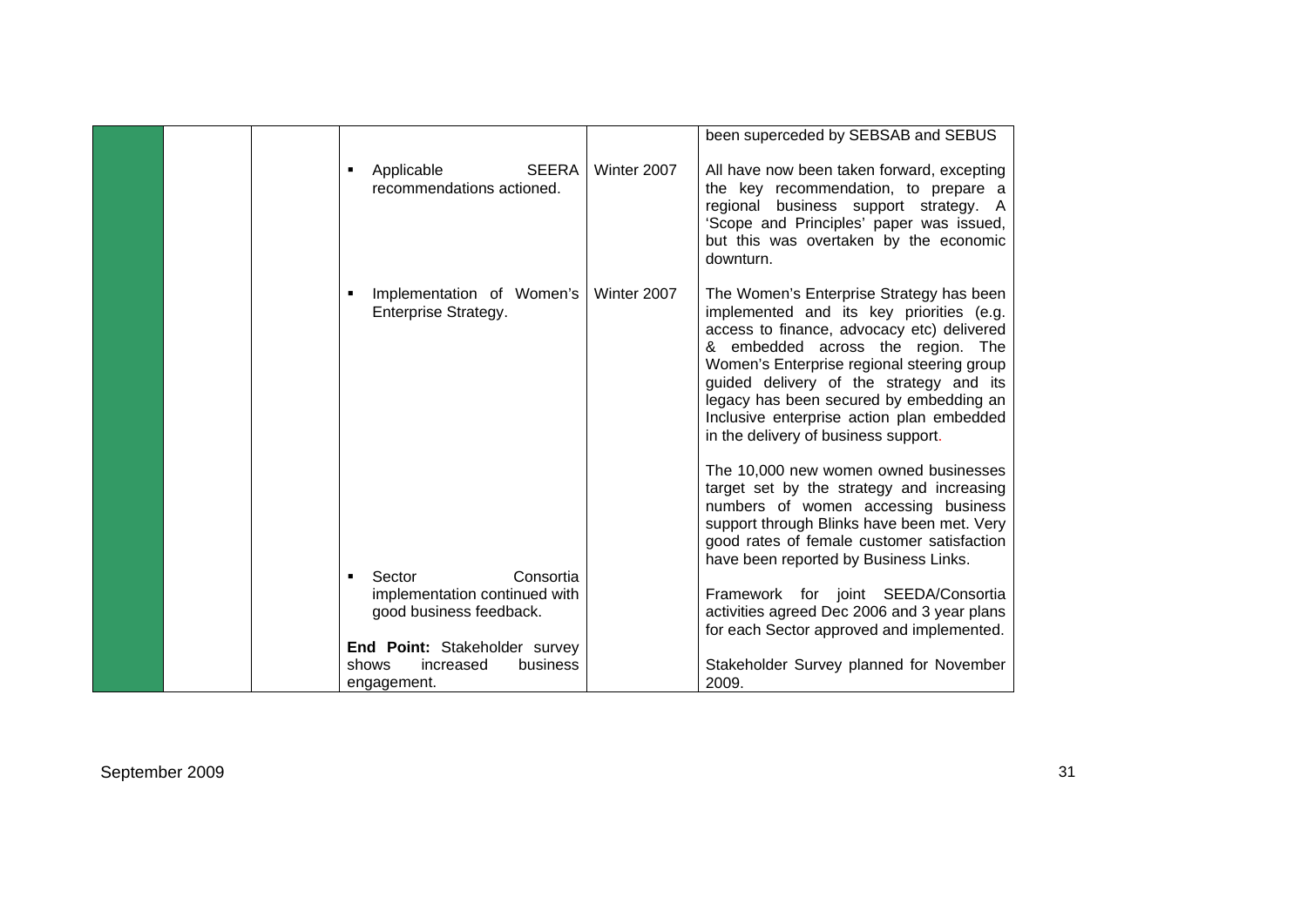| | | | | | |
|---|---|---|---|---|---|
| | | | | | been superceded by SEBSAB and SEBUS |
| | | | ▪ Applicable SEERA recommendations actioned. | Winter 2007 | All have now been taken forward, excepting the key recommendation, to prepare a regional business support strategy. A 'Scope and Principles' paper was issued, but this was overtaken by the economic downturn. |
| | | | ▪ Implementation of Women's Enterprise Strategy. | Winter 2007 | The Women's Enterprise Strategy has been implemented and its key priorities (e.g. access to finance, advocacy etc) delivered & embedded across the region. The Women's Enterprise regional steering group guided delivery of the strategy and its legacy has been secured by embedding an Inclusive enterprise action plan embedded in the delivery of business support.<br><br>The 10,000 new women owned businesses target set by the strategy and increasing numbers of women accessing business support through Blinks have been met. Very good rates of female customer satisfaction have been reported by Business Links. |
| | | | ▪ Sector Consortia implementation continued with good business feedback. | | Framework for joint SEEDA/Consortia activities agreed Dec 2006 and 3 year plans for each Sector approved and implemented. |
| | | | **End Point:** Stakeholder survey shows increased business engagement. | | Stakeholder Survey planned for November 2009. |

September 2009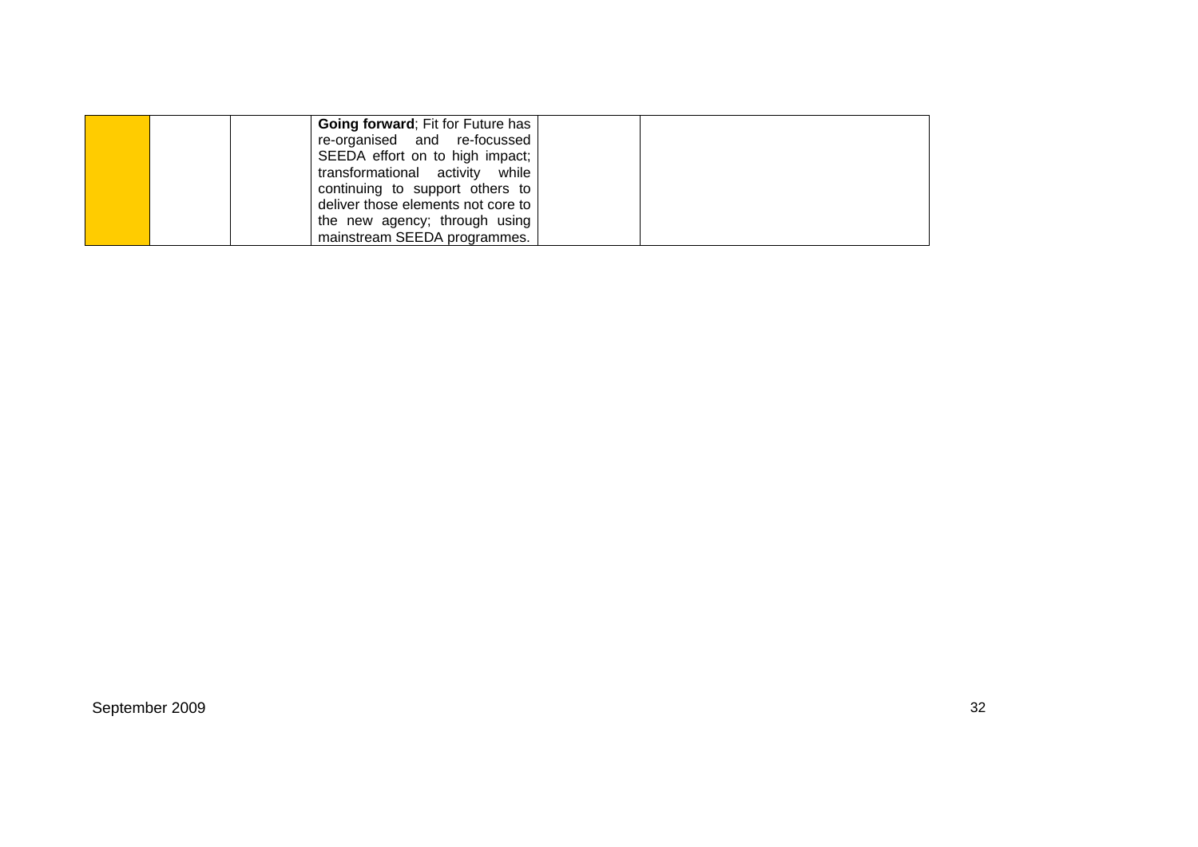|  |  |  |  |  |  |
|---|---|---|---|---|---|
|  |  |  | **Going forward**; Fit for Future has re-organised and re-focussed SEEDA effort on to high impact; transformational activity while continuing to support others to deliver those elements not core to the new agency; through using mainstream SEEDA programmes. |  |  |

September 2009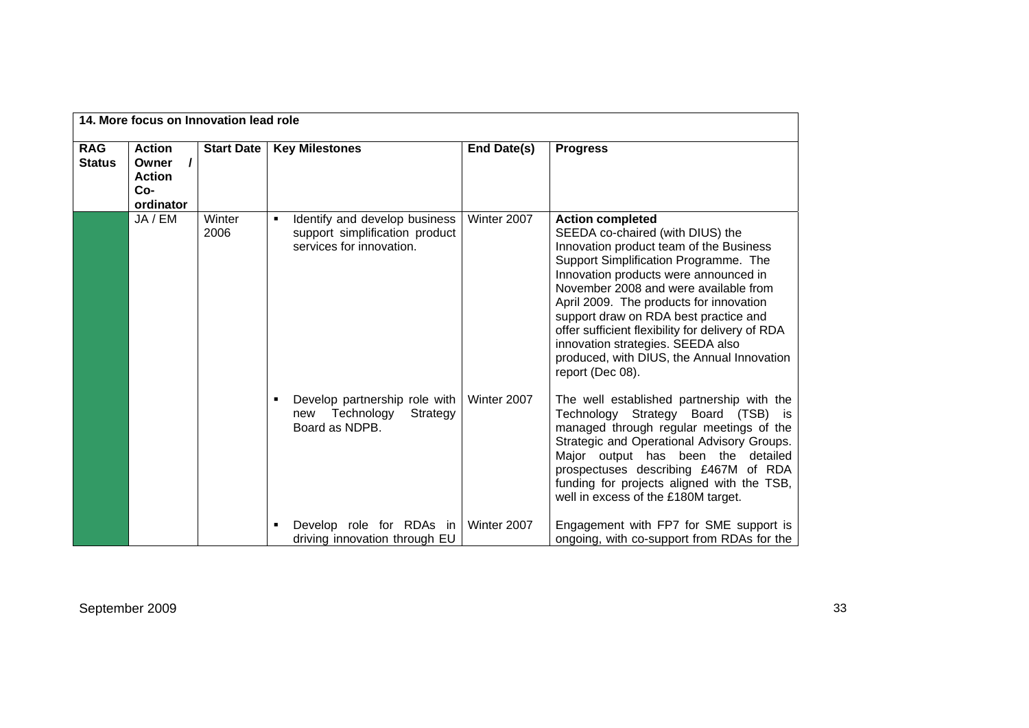| 14. More focus on Innovation lead role | | | | | |
|---|---|---|---|---|---|
| **RAG Status** | **Action Owner / Action Co-ordinator** | **Start Date** | **Key Milestones** | **End Date(s)** | **Progress** |
| | JA / EM | Winter 2006 | ▪ Identify and develop business support simplification product services for innovation. | Winter 2007 | **Action completed**<br>SEEDA co-chaired (with DIUS) the Innovation product team of the Business Support Simplification Programme. The Innovation products were announced in November 2008 and were available from April 2009. The products for innovation support draw on RDA best practice and offer sufficient flexibility for delivery of RDA innovation strategies. SEEDA also produced, with DIUS, the Annual Innovation report (Dec 08). |
| | | | ▪ Develop partnership role with new Technology Strategy Board as NDPB. | Winter 2007 | The well established partnership with the Technology Strategy Board (TSB) is managed through regular meetings of the Strategic and Operational Advisory Groups. Major output has been the detailed prospectuses describing £467M of RDA funding for projects aligned with the TSB, well in excess of the £180M target. |
| | | | ▪ Develop role for RDAs in driving innovation through EU | Winter 2007 | Engagement with FP7 for SME support is ongoing, with co-support from RDAs for the |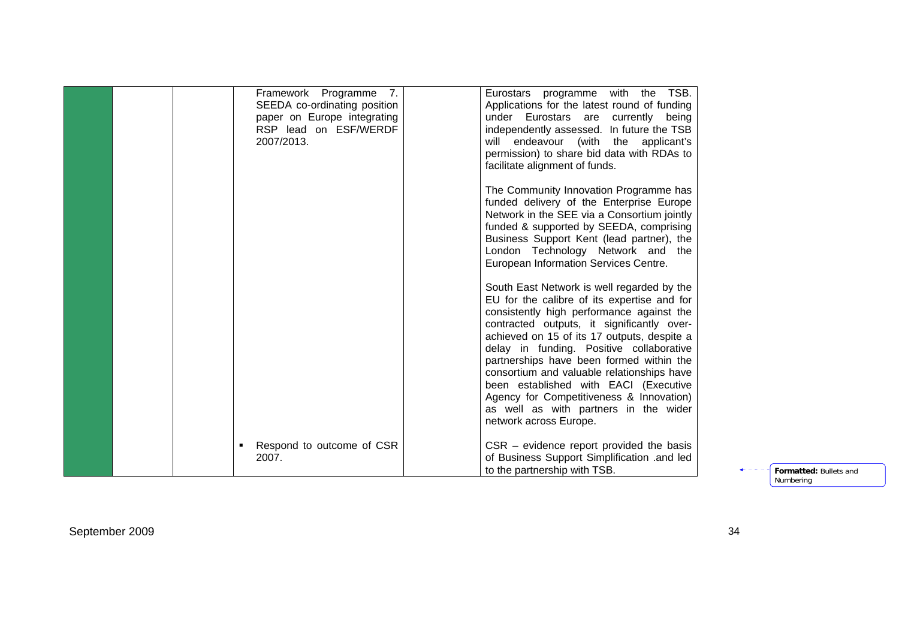|  |  |  | Framework Programme 7. SEEDA co-ordinating position paper on Europe integrating RSP lead on ESF/WERDF 2007/2013. |  | Eurostars programme with the TSB. Applications for the latest round of funding under Eurostars are currently being independently assessed. In future the TSB will endeavour (with the applicant's permission) to share bid data with RDAs to facilitate alignment of funds.<br><br>The Community Innovation Programme has funded delivery of the Enterprise Europe Network in the SEE via a Consortium jointly funded & supported by SEEDA, comprising Business Support Kent (lead partner), the London Technology Network and the European Information Services Centre.<br><br>South East Network is well regarded by the EU for the calibre of its expertise and for consistently high performance against the contracted outputs, it significantly over-achieved on 15 of its 17 outputs, despite a delay in funding. Positive collaborative partnerships have been formed within the consortium and valuable relationships have been established with EACI (Executive Agency for Competitiveness & Innovation) as well as with partners in the wider network across Europe. |
|---|---|---|---|---|---|
|  |  |  | ▪ Respond to outcome of CSR 2007. |  | CSR – evidence report provided the basis of Business Support Simplification .and led to the partnership with TSB. |

September 2009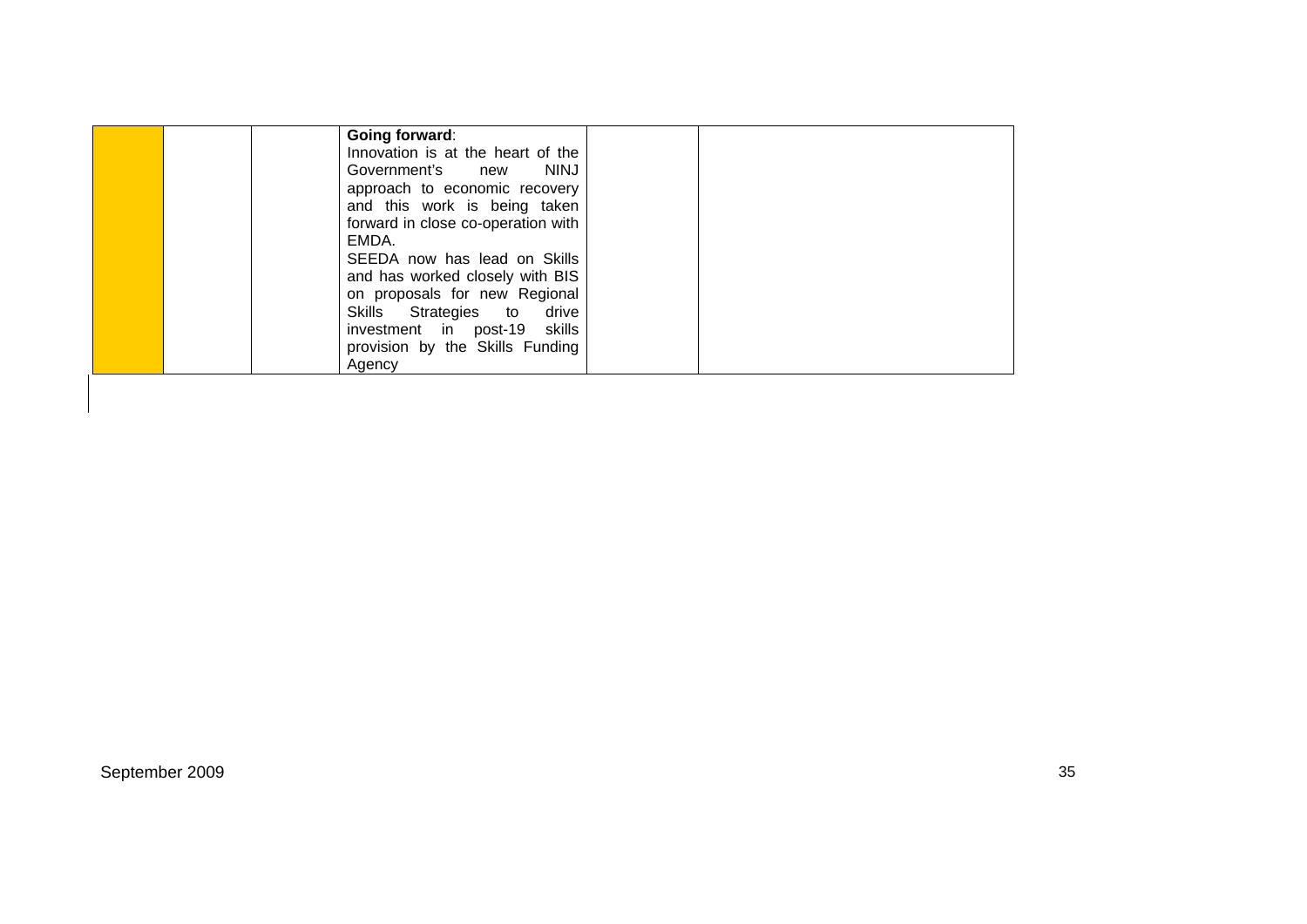|  |  |  | **Going forward**:<br>Innovation is at the heart of the Government's new NINJ approach to economic recovery and this work is being taken forward in close co-operation with EMDA.<br>SEEDA now has lead on Skills and has worked closely with BIS on proposals for new Regional Skills Strategies to drive investment in post-19 skills provision by the Skills Funding Agency |  |  |
|---|---|---|---|---|---|

September 2009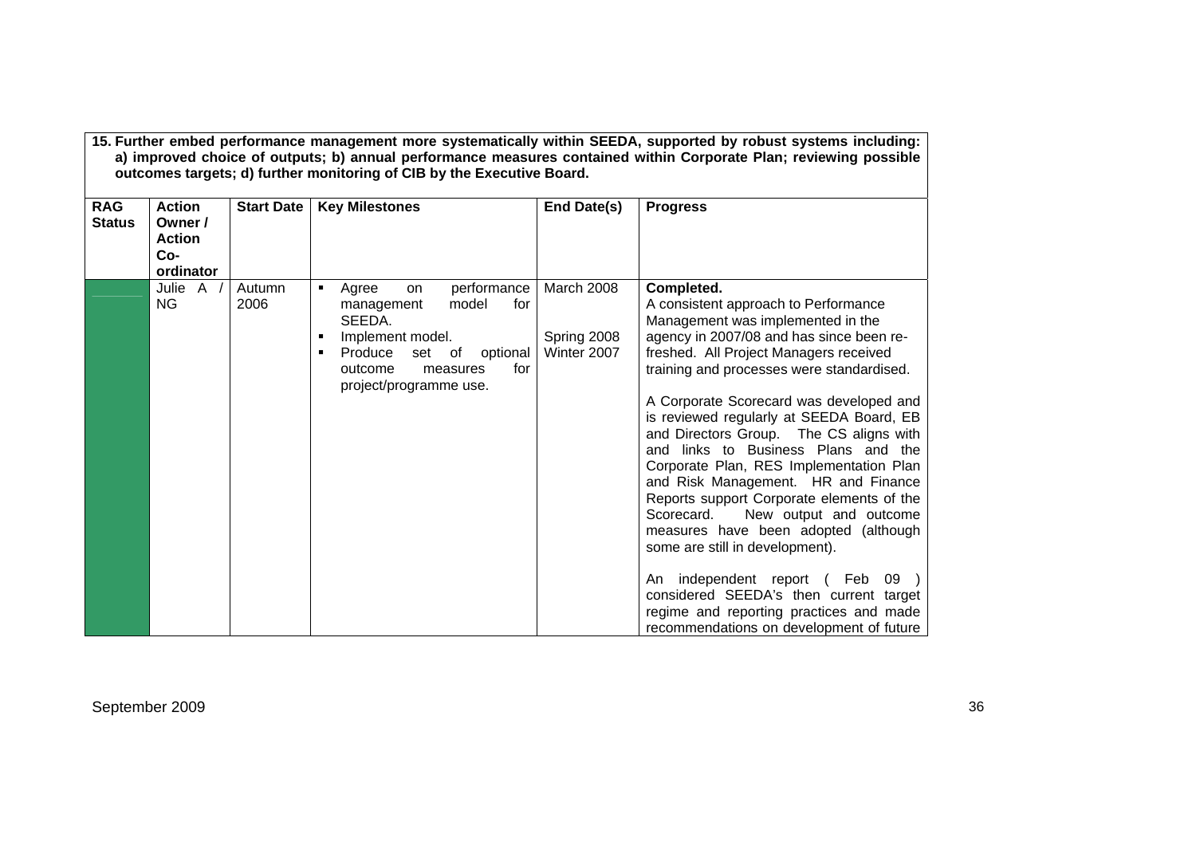**15. Further embed performance management more systematically within SEEDA, supported by robust systems including: a) improved choice of outputs; b) annual performance measures contained within Corporate Plan; reviewing possible outcomes targets; d) further monitoring of CIB by the Executive Board.**

| RAG Status | Action Owner / Action Co-ordinator | Start Date | Key Milestones | End Date(s) | Progress |
|---|---|---|---|---|---|
| | Julie A / NG | Autumn 2006 | ▪ Agree on performance management model for SEEDA.<br>▪ Implement model.<br>▪ Produce set of optional outcome measures for project/programme use. | March 2008<br><br><br>Spring 2008<br>Winter 2007 | **Completed.**<br>A consistent approach to Performance Management was implemented in the agency in 2007/08 and has since been re-freshed. All Project Managers received training and processes were standardised.<br><br>A Corporate Scorecard was developed and is reviewed regularly at SEEDA Board, EB and Directors Group. The CS aligns with and links to Business Plans and the Corporate Plan, RES Implementation Plan and Risk Management. HR and Finance Reports support Corporate elements of the Scorecard. New output and outcome measures have been adopted (although some are still in development).<br><br>An independent report ( Feb 09 ) considered SEEDA's then current target regime and reporting practices and made recommendations on development of future |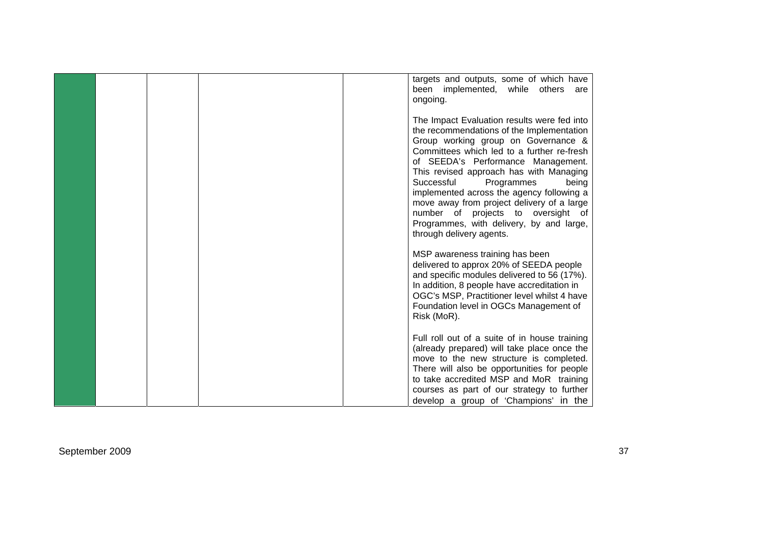|  |  |  |  |  | targets and outputs, some of which have been implemented, while others are ongoing.<br><br>The Impact Evaluation results were fed into the recommendations of the Implementation Group working group on Governance & Committees which led to a further re-fresh of SEEDA's Performance Management. This revised approach has with Managing Successful Programmes being implemented across the agency following a move away from project delivery of a large number of projects to oversight of Programmes, with delivery, by and large, through delivery agents.<br><br>MSP awareness training has been delivered to approx 20% of SEEDA people and specific modules delivered to 56 (17%). In addition, 8 people have accreditation in OGC's MSP, Practitioner level whilst 4 have Foundation level in OGCs Management of Risk (MoR).<br><br>Full roll out of a suite of in house training (already prepared) will take place once the move to the new structure is completed. There will also be opportunities for people to take accredited MSP and MoR training courses as part of our strategy to further develop a group of 'Champions' in the |
|---|---|---|---|---|---|

September 2009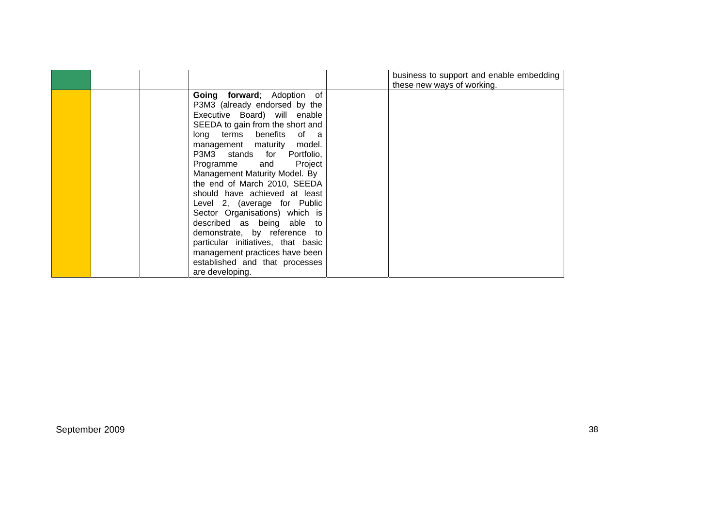| | | | | | |
|---|---|---|---|---|---|
| | | | | | business to support and enable embedding these new ways of working. |
| | | | **Going forward**; Adoption of P3M3 (already endorsed by the Executive Board) will enable SEEDA to gain from the short and long terms benefits of a management maturity model. P3M3 stands for Portfolio, Programme and Project Management Maturity Model. By the end of March 2010, SEEDA should have achieved at least Level 2, (average for Public Sector Organisations) which is described as being able to demonstrate, by reference to particular initiatives, that basic management practices have been established and that processes are developing. | | |

September 2009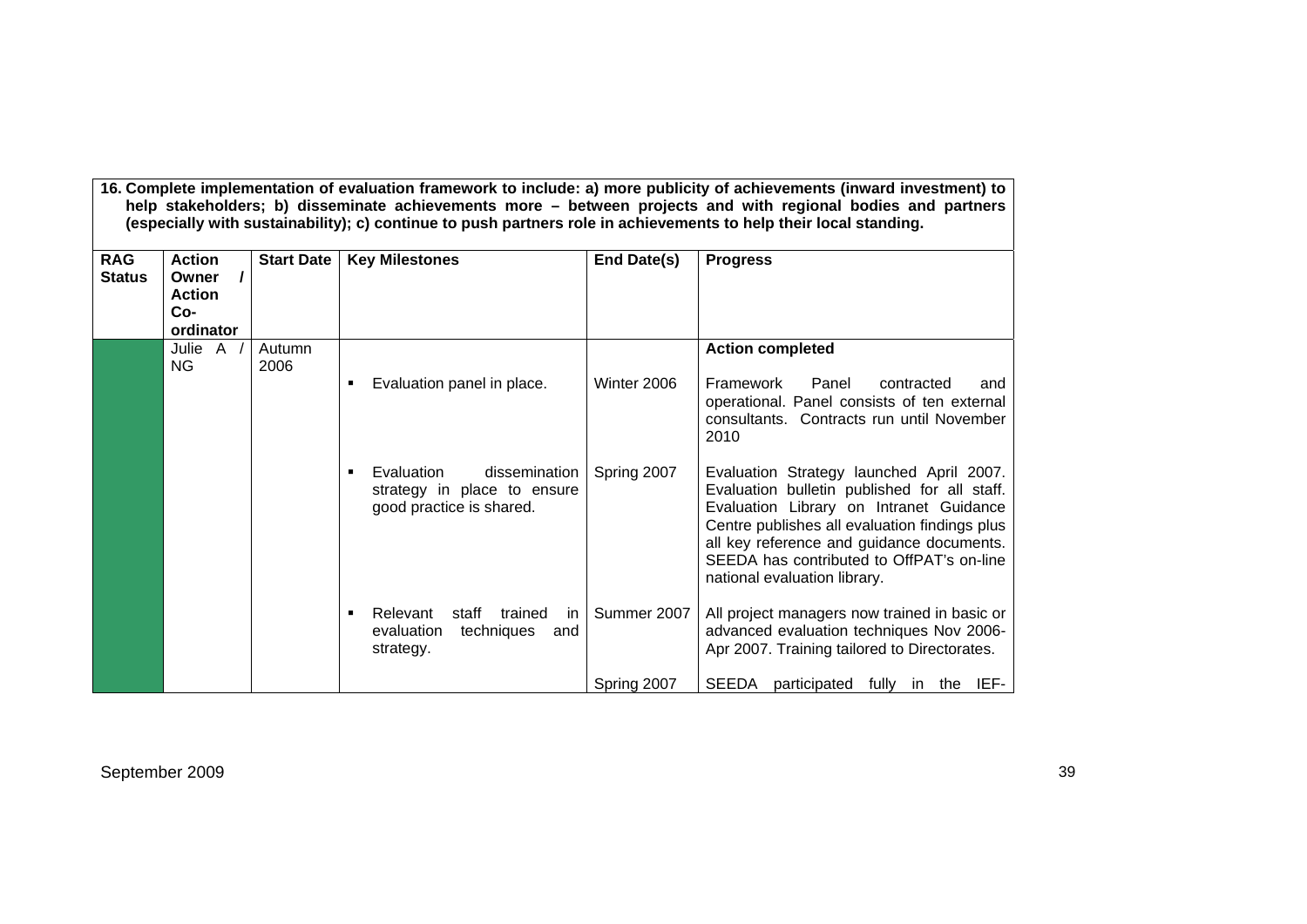**16. Complete implementation of evaluation framework to include: a) more publicity of achievements (inward investment) to help stakeholders; b) disseminate achievements more – between projects and with regional bodies and partners (especially with sustainability); c) continue to push partners role in achievements to help their local standing.**

| RAG Status | Action Owner / Action Co-ordinator | Start Date | Key Milestones | End Date(s) | Progress |
|---|---|---|---|---|---|
| | Julie A / NG | Autumn 2006 | | | **Action completed** |
| | | | ▪ Evaluation panel in place. | Winter 2006 | Framework Panel contracted and operational. Panel consists of ten external consultants. Contracts run until November 2010 |
| | | | ▪ Evaluation dissemination strategy in place to ensure good practice is shared. | Spring 2007 | Evaluation Strategy launched April 2007. Evaluation bulletin published for all staff. Evaluation Library on Intranet Guidance Centre publishes all evaluation findings plus all key reference and guidance documents. SEEDA has contributed to OffPAT's on-line national evaluation library. |
| | | | ▪ Relevant staff trained in evaluation techniques and strategy. | Summer 2007 | All project managers now trained in basic or advanced evaluation techniques Nov 2006-Apr 2007. Training tailored to Directorates. |
| | | | | Spring 2007 | SEEDA participated fully in the IEF- |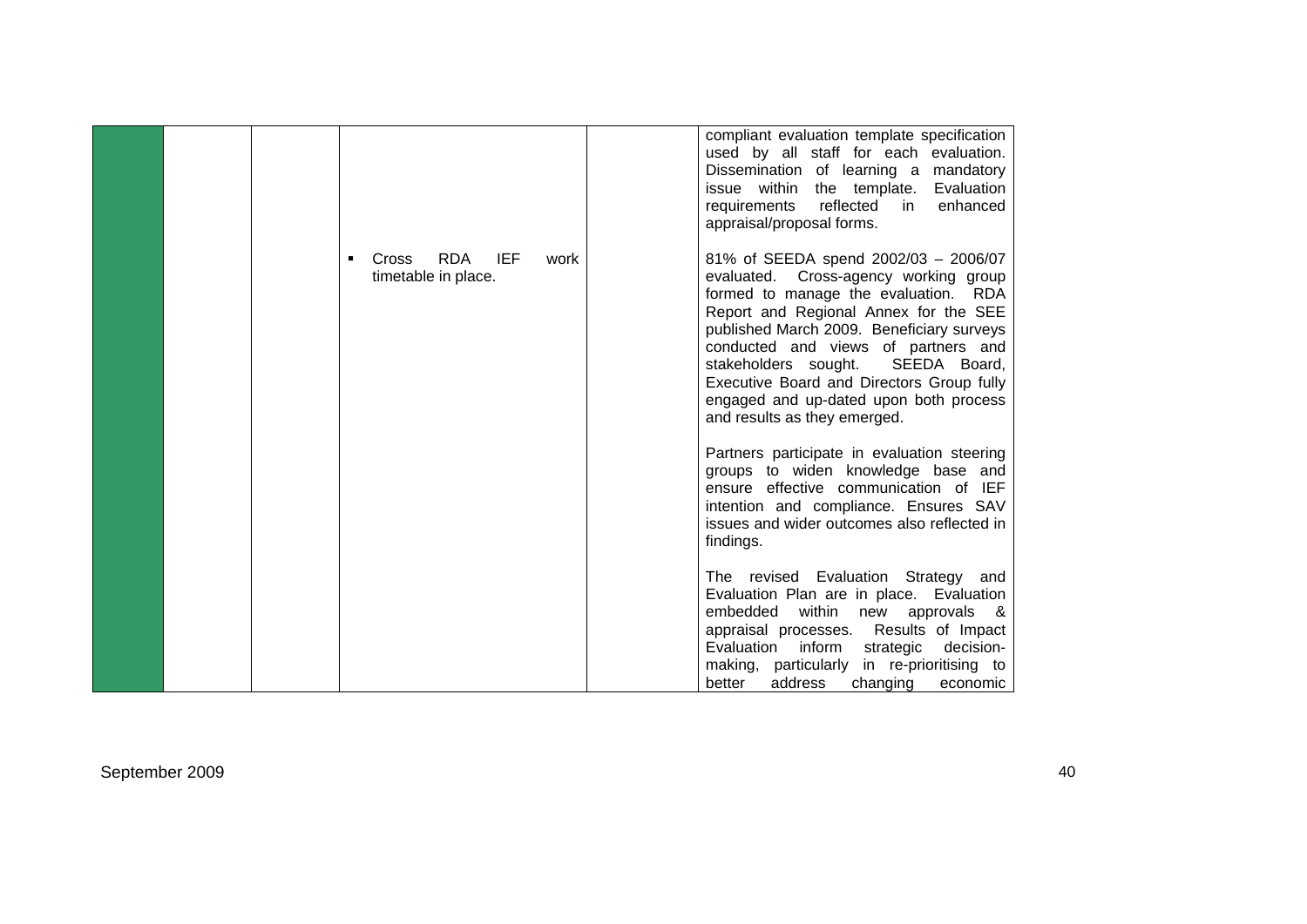| | | | | | |
|---|---|---|---|---|---|
| | | | | | compliant evaluation template specification used by all staff for each evaluation. Dissemination of learning a mandatory issue within the template. Evaluation requirements reflected in enhanced appraisal/proposal forms. |
| | | | ▪ Cross RDA IEF work timetable in place. | | 81% of SEEDA spend 2002/03 – 2006/07 evaluated. Cross-agency working group formed to manage the evaluation. RDA Report and Regional Annex for the SEE published March 2009. Beneficiary surveys conducted and views of partners and stakeholders sought. SEEDA Board, Executive Board and Directors Group fully engaged and up-dated upon both process and results as they emerged.<br><br>Partners participate in evaluation steering groups to widen knowledge base and ensure effective communication of IEF intention and compliance. Ensures SAV issues and wider outcomes also reflected in findings.<br><br>The revised Evaluation Strategy and Evaluation Plan are in place. Evaluation embedded within new approvals & appraisal processes. Results of Impact Evaluation inform strategic decision-making, particularly in re-prioritising to better address changing economic |

September 2009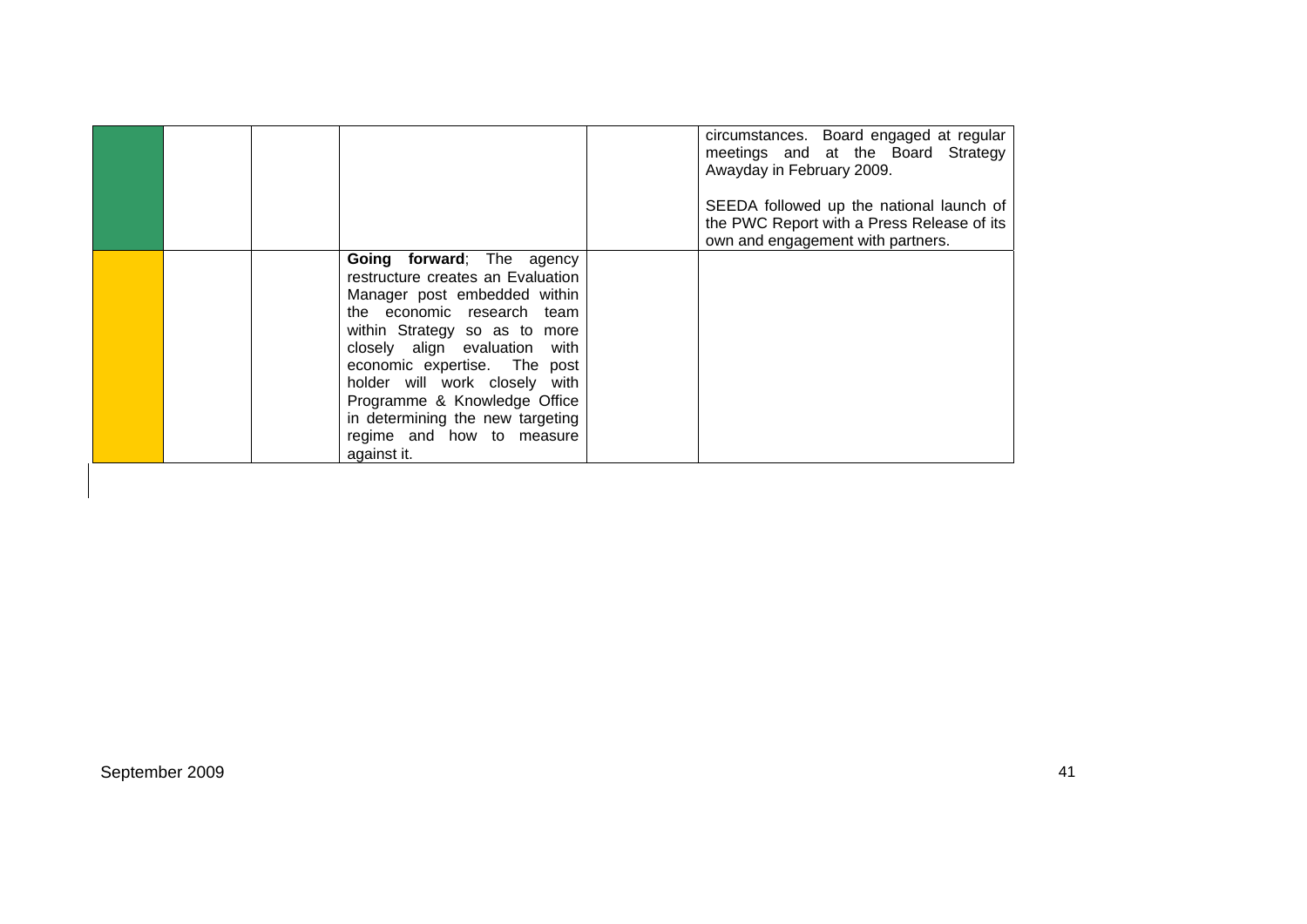| | | | | | |
|---|---|---|---|---|---|
| | | | | | circumstances. Board engaged at regular meetings and at the Board Strategy Awayday in February 2009.<br><br>SEEDA followed up the national launch of the PWC Report with a Press Release of its own and engagement with partners. |
| | | | **Going forward**; The agency restructure creates an Evaluation Manager post embedded within the economic research team within Strategy so as to more closely align evaluation with economic expertise. The post holder will work closely with Programme & Knowledge Office in determining the new targeting regime and how to measure against it. | | |

September 2009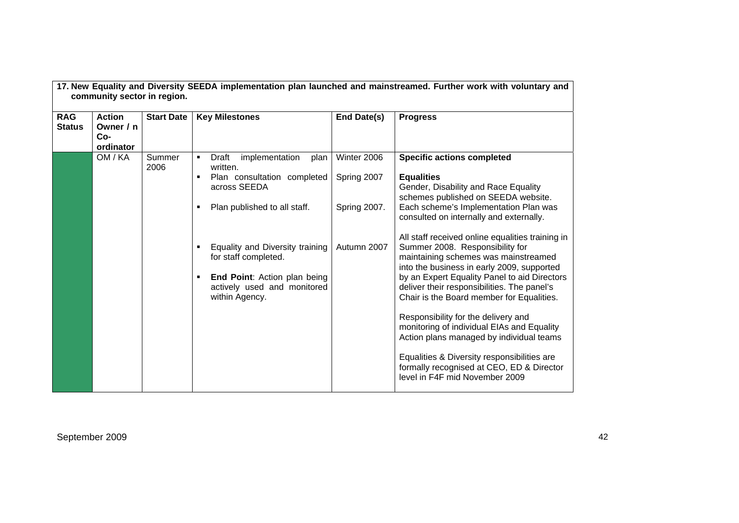| 17. New Equality and Diversity SEEDA implementation plan launched and mainstreamed. Further work with voluntary and community sector in region. | | | | | |
|---|---|---|---|---|---|
| **RAG Status** | **Action Owner / n Co-ordinator** | **Start Date** | **Key Milestones** | **End Date(s)** | **Progress** |
| | OM / KA | Summer 2006 | ▪ Draft implementation plan written.<br>▪ Plan consultation completed across SEEDA<br>▪ Plan published to all staff.<br>▪ Equality and Diversity training for staff completed.<br>▪ **End Point**: Action plan being actively used and monitored within Agency. | Winter 2006<br>Spring 2007<br>Spring 2007.<br>Autumn 2007 | **Specific actions completed**<br><br>**Equalities**<br>Gender, Disability and Race Equality schemes published on SEEDA website. Each scheme's Implementation Plan was consulted on internally and externally.<br><br>All staff received online equalities training in Summer 2008. Responsibility for maintaining schemes was mainstreamed into the business in early 2009, supported by an Expert Equality Panel to aid Directors deliver their responsibilities. The panel's Chair is the Board member for Equalities.<br><br>Responsibility for the delivery and monitoring of individual EIAs and Equality Action plans managed by individual teams<br><br>Equalities & Diversity responsibilities are formally recognised at CEO, ED & Director level in F4F mid November 2009 |

September 2009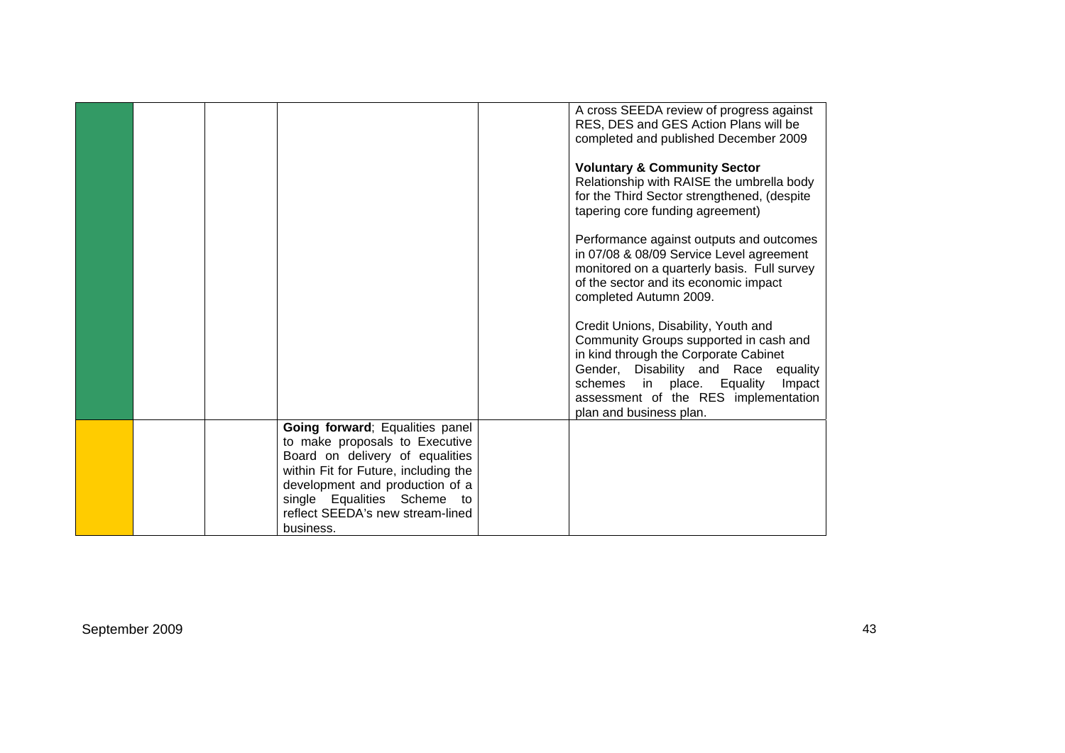| | | | | | |
|---|---|---|---|---|---|
| | | | | | A cross SEEDA review of progress against RES, DES and GES Action Plans will be completed and published December 2009<br><br>**Voluntary & Community Sector**<br>Relationship with RAISE the umbrella body for the Third Sector strengthened, (despite tapering core funding agreement)<br><br>Performance against outputs and outcomes in 07/08 & 08/09 Service Level agreement monitored on a quarterly basis. Full survey of the sector and its economic impact completed Autumn 2009.<br><br>Credit Unions, Disability, Youth and Community Groups supported in cash and in kind through the Corporate Cabinet Gender, Disability and Race equality schemes in place. Equality Impact assessment of the RES implementation plan and business plan. |
| | | | **Going forward**; Equalities panel to make proposals to Executive Board on delivery of equalities within Fit for Future, including the development and production of a single Equalities Scheme to reflect SEEDA's new stream-lined business. | | |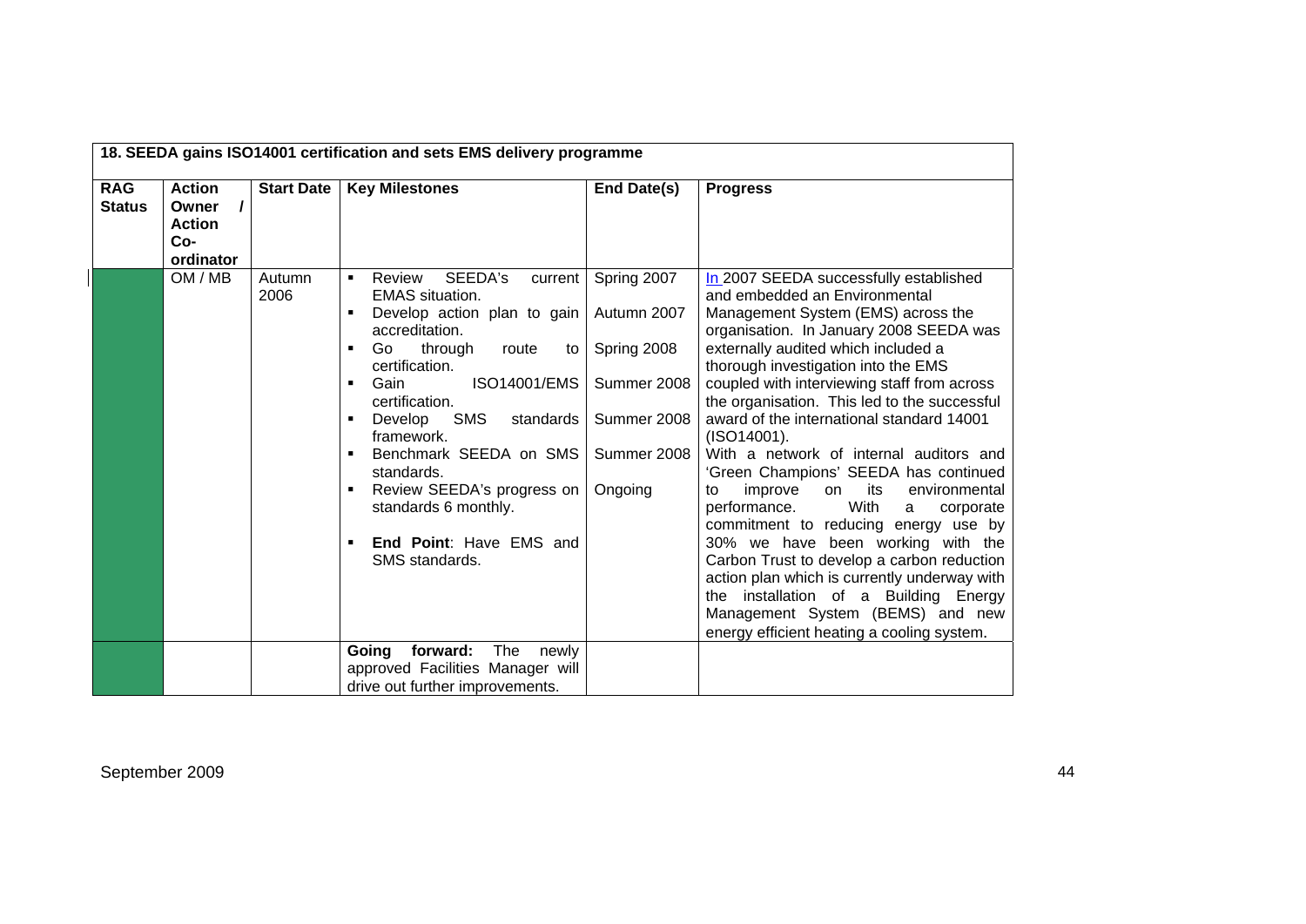| 18. SEEDA gains ISO14001 certification and sets EMS delivery programme | | | | | |
|---|---|---|---|---|---|
| **RAG Status** | **Action Owner / Action Co-ordinator** | **Start Date** | **Key Milestones** | **End Date(s)** | **Progress** |
| | OM / MB | Autumn 2006 | ▪ Review SEEDA's current EMAS situation.<br>▪ Develop action plan to gain accreditation.<br>▪ Go through route to certification.<br>▪ Gain ISO14001/EMS certification.<br>▪ Develop SMS standards framework.<br>▪ Benchmark SEEDA on SMS standards.<br>▪ Review SEEDA's progress on standards 6 monthly.<br>▪ **End Point**: Have EMS and SMS standards. | Spring 2007<br>Autumn 2007<br>Spring 2008<br>Summer 2008<br>Summer 2008<br>Summer 2008<br>Ongoing | In 2007 SEEDA successfully established and embedded an Environmental Management System (EMS) across the organisation. In January 2008 SEEDA was externally audited which included a thorough investigation into the EMS coupled with interviewing staff from across the organisation. This led to the successful award of the international standard 14001 (ISO14001).<br>With a network of internal auditors and 'Green Champions' SEEDA has continued to improve on its environmental performance. With a corporate commitment to reducing energy use by 30% we have been working with the Carbon Trust to develop a carbon reduction action plan which is currently underway with the installation of a Building Energy Management System (BEMS) and new energy efficient heating a cooling system. |
| | | | **Going forward:** The newly approved Facilities Manager will drive out further improvements. | | |

September 2009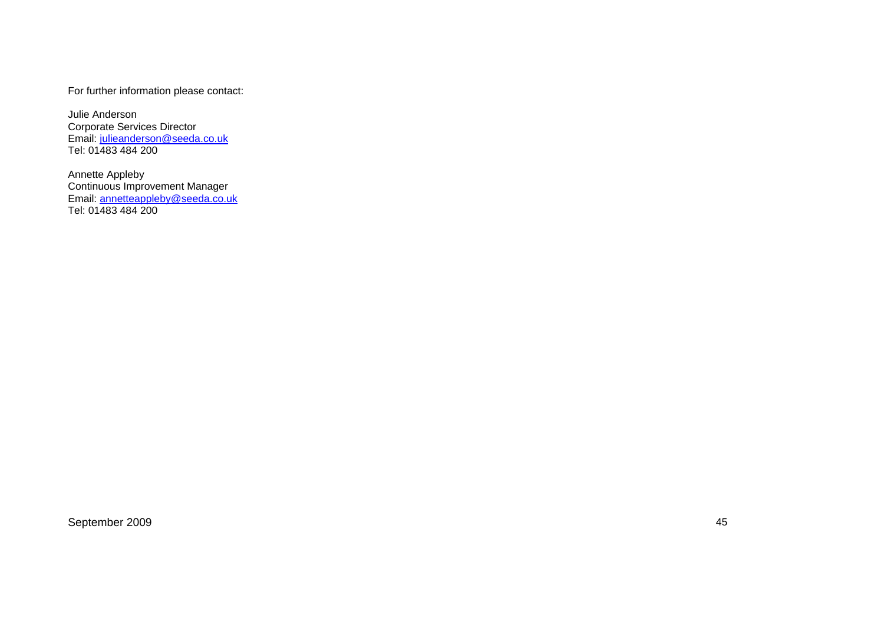For further information please contact:

Julie Anderson
Corporate Services Director
Email: julieanderson@seeda.co.uk
Tel: 01483 484 200

Annette Appleby
Continuous Improvement Manager
Email: annetteappleby@seeda.co.uk
Tel: 01483 484 200

September 2009